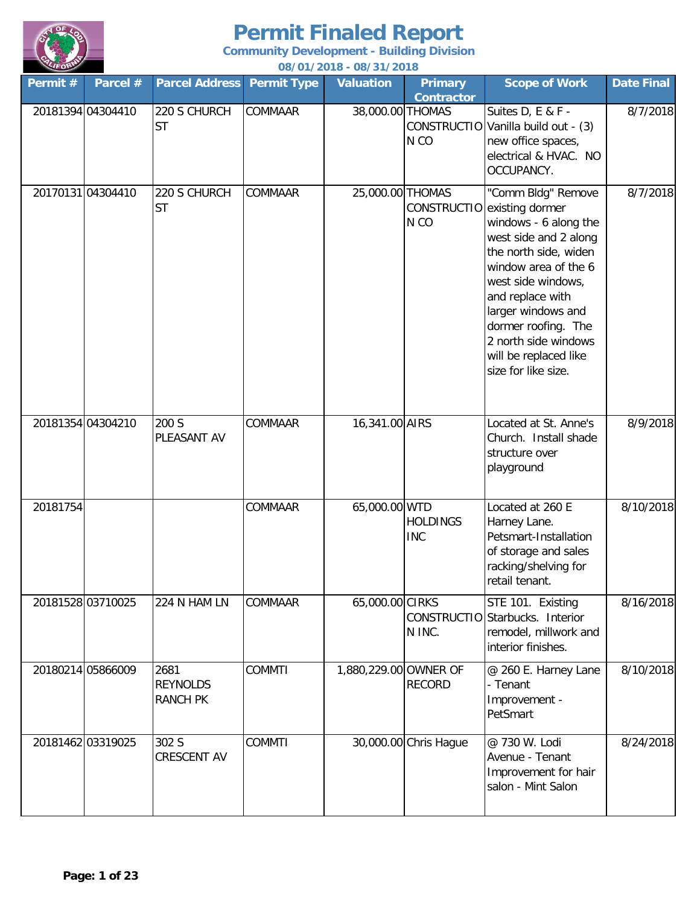# Permit Finaled Report

**Community Development - Building Division**

**08/01/2018 - 08/31/2018**

| Permit # | Parcel # | Parcel Address | Permit Type | Valuation | Primary Contractor | Scope of Work | Date Final |
|---|---|---|---|---|---|---|---|
| 20181394 | 04304410 | 220 S CHURCH ST | COMMAAR | 38,000.00 | THOMAS CONSTRUCTION CO | Suites D, E & F - Vanilla build out - (3) new office spaces, electrical & HVAC. NO OCCUPANCY. | 8/7/2018 |
| 20170131 | 04304410 | 220 S CHURCH ST | COMMAAR | 25,000.00 | THOMAS CONSTRUCTION CO | "Comm Bldg" Remove existing dormer windows - 6 along the west side and 2 along the north side, widen window area of the 6 west side windows, and replace with larger windows and dormer roofing. The 2 north side windows will be replaced like size for like size. | 8/7/2018 |
| 20181354 | 04304210 | 200 S PLEASANT AV | COMMAAR | 16,341.00 | AIRS | Located at St. Anne's Church. Install shade structure over playground | 8/9/2018 |
| 20181754 | | | COMMAAR | 65,000.00 | WTD HOLDINGS INC | Located at 260 E Harney Lane. Petsmart-Installation of storage and sales racking/shelving for retail tenant. | 8/10/2018 |
| 20181528 | 03710025 | 224 N HAM LN | COMMAAR | 65,000.00 | CIRKS CONSTRUCTION INC. | STE 101. Existing Starbucks. Interior remodel, millwork and interior finishes. | 8/16/2018 |
| 20180214 | 05866009 | 2681 REYNOLDS RANCH PK | COMMTI | 1,880,229.00 | OWNER OF RECORD | @ 260 E. Harney Lane - Tenant Improvement - PetSmart | 8/10/2018 |
| 20181462 | 03319025 | 302 S CRESCENT AV | COMMTI | 30,000.00 | Chris Hague | @ 730 W. Lodi Avenue - Tenant Improvement for hair salon - Mint Salon | 8/24/2018 |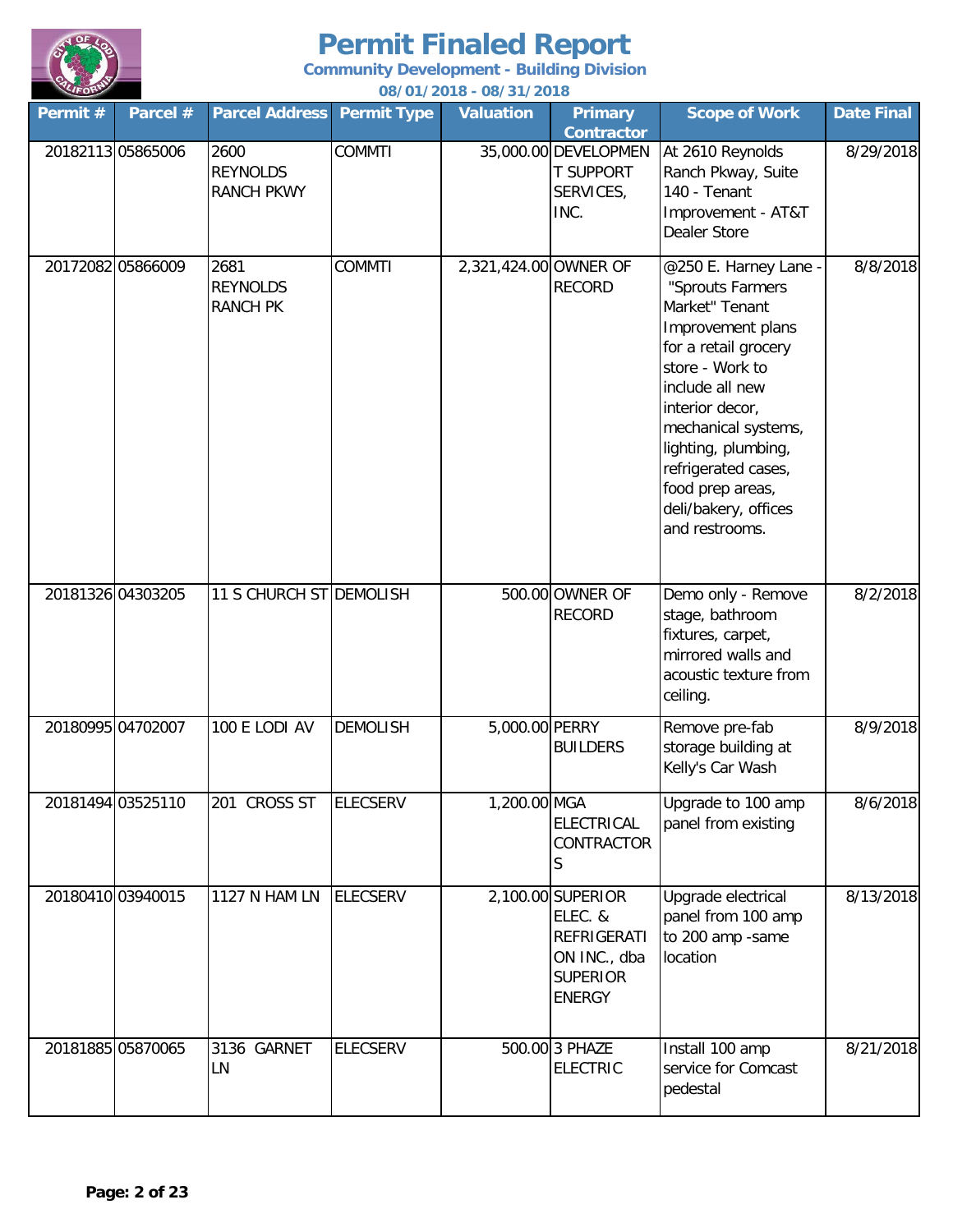# Permit Finaled Report

**Community Development - Building Division**

**08/01/2018 - 08/31/2018**

| Permit # | Parcel # | Parcel Address | Permit Type | Valuation | Primary Contractor | Scope of Work | Date Final |
|---|---|---|---|---|---|---|---|
| 20182113 | 05865006 | 2600 REYNOLDS RANCH PKWY | COMMTI | 35,000.00 | DEVELOPMENT SUPPORT SERVICES, INC. | At 2610 Reynolds Ranch Pkway, Suite 140 - Tenant Improvement - AT&T Dealer Store | 8/29/2018 |
| 20172082 | 05866009 | 2681 REYNOLDS RANCH PK | COMMTI | 2,321,424.00 | OWNER OF RECORD | @250 E. Harney Lane - "Sprouts Farmers Market" Tenant Improvement plans for a retail grocery store - Work to include all new interior decor, mechanical systems, lighting, plumbing, refrigerated cases, food prep areas, deli/bakery, offices and restrooms. | 8/8/2018 |
| 20181326 | 04303205 | 11 S CHURCH ST | DEMOLISH | 500.00 | OWNER OF RECORD | Demo only - Remove stage, bathroom fixtures, carpet, mirrored walls and acoustic texture from ceiling. | 8/2/2018 |
| 20180995 | 04702007 | 100 E LODI AV | DEMOLISH | 5,000.00 | PERRY BUILDERS | Remove pre-fab storage building at Kelly's Car Wash | 8/9/2018 |
| 20181494 | 03525110 | 201 CROSS ST | ELECSERV | 1,200.00 | MGA ELECTRICAL CONTRACTORS | Upgrade to 100 amp panel from existing | 8/6/2018 |
| 20180410 | 03940015 | 1127 N HAM LN | ELECSERV | 2,100.00 | SUPERIOR ELEC. & REFRIGERATION INC., dba SUPERIOR ENERGY | Upgrade electrical panel from 100 amp to 200 amp -same location | 8/13/2018 |
| 20181885 | 05870065 | 3136 GARNET LN | ELECSERV | 500.00 | 3 PHAZE ELECTRIC | Install 100 amp service for Comcast pedestal | 8/21/2018 |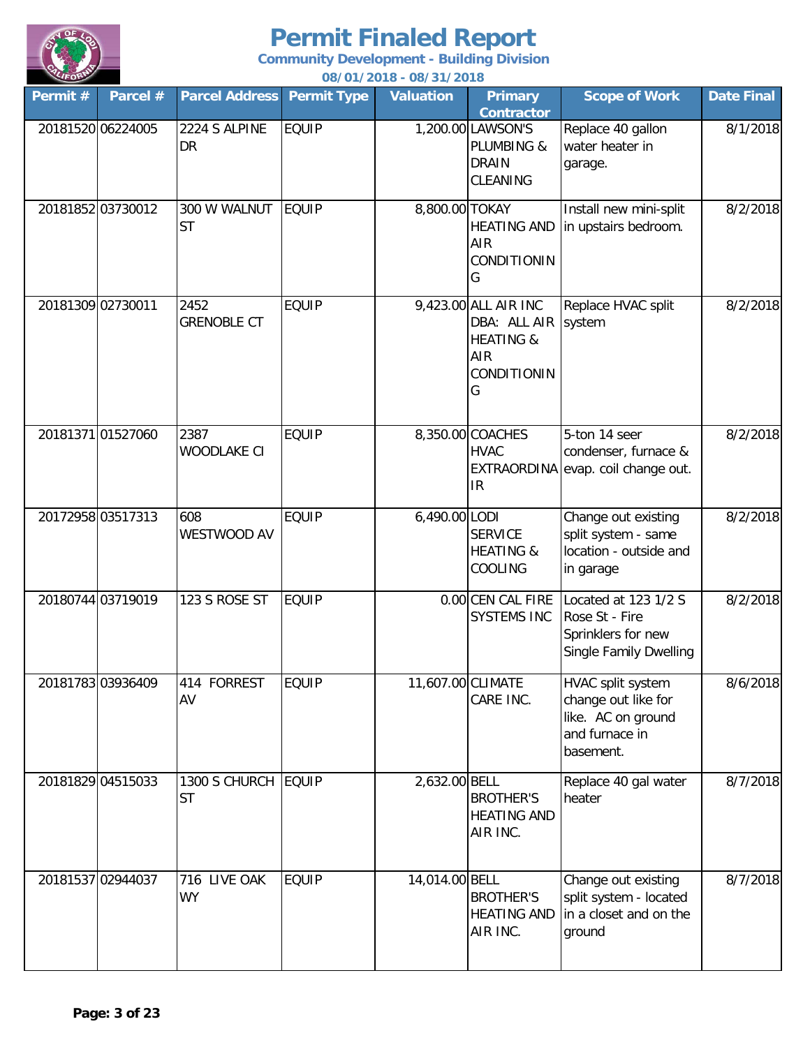# Permit Finaled Report

**Community Development - Building Division**

**08/01/2018 - 08/31/2018**

| Permit # | Parcel # | Parcel Address | Permit Type | Valuation | Primary Contractor | Scope of Work | Date Final |
|---|---|---|---|---|---|---|---|
| 20181520 | 06224005 | 2224 S ALPINE DR | EQUIP | 1,200.00 | LAWSON'S PLUMBING & DRAIN CLEANING | Replace 40 gallon water heater in garage. | 8/1/2018 |
| 20181852 | 03730012 | 300 W WALNUT ST | EQUIP | 8,800.00 | TOKAY HEATING AND AIR CONDITIONING | Install new mini-split in upstairs bedroom. | 8/2/2018 |
| 20181309 | 02730011 | 2452 GRENOBLE CT | EQUIP | 9,423.00 | ALL AIR INC DBA: ALL AIR HEATING & AIR CONDITIONING | Replace HVAC split system | 8/2/2018 |
| 20181371 | 01527060 | 2387 WOODLAKE CI | EQUIP | 8,350.00 | COACHES HVAC EXTRAORDINAIR | 5-ton 14 seer condenser, furnace & evap. coil change out. | 8/2/2018 |
| 20172958 | 03517313 | 608 WESTWOOD AV | EQUIP | 6,490.00 | LODI SERVICE HEATING & COOLING | Change out existing split system - same location - outside and in garage | 8/2/2018 |
| 20180744 | 03719019 | 123 S ROSE ST | EQUIP | 0.00 | CEN CAL FIRE SYSTEMS INC | Located at 123 1/2 S Rose St - Fire Sprinklers for new Single Family Dwelling | 8/2/2018 |
| 20181783 | 03936409 | 414 FORREST AV | EQUIP | 11,607.00 | CLIMATE CARE INC. | HVAC split system change out like for like. AC on ground and furnace in basement. | 8/6/2018 |
| 20181829 | 04515033 | 1300 S CHURCH ST | EQUIP | 2,632.00 | BELL BROTHER'S HEATING AND AIR INC. | Replace 40 gal water heater | 8/7/2018 |
| 20181537 | 02944037 | 716 LIVE OAK WY | EQUIP | 14,014.00 | BELL BROTHER'S HEATING AND AIR INC. | Change out existing split system - located in a closet and on the ground | 8/7/2018 |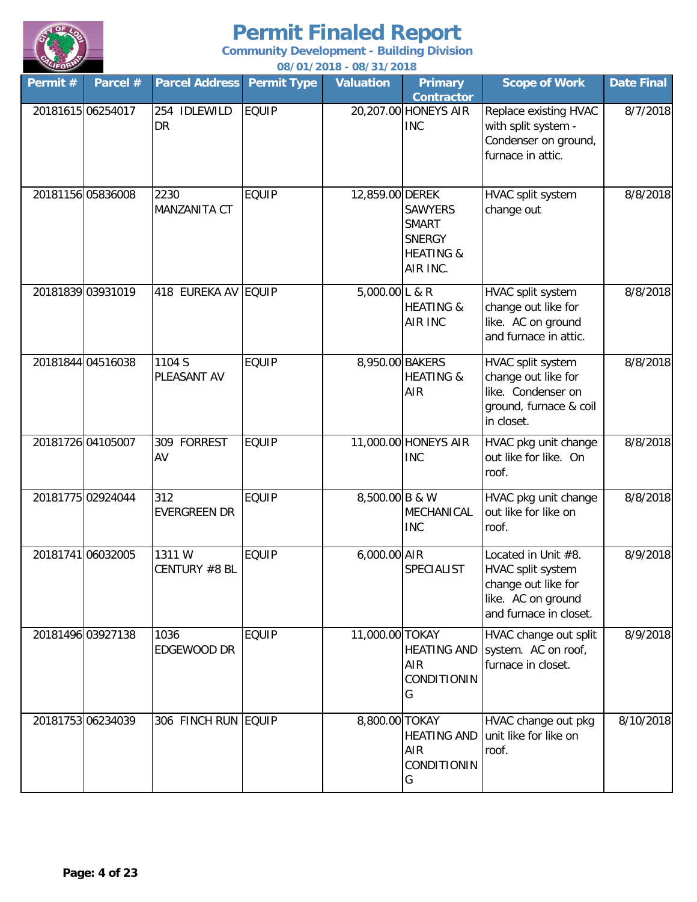# Permit Finaled Report

**Community Development - Building Division**

**08/01/2018 - 08/31/2018**

| Permit # | Parcel # | Parcel Address | Permit Type | Valuation | Primary Contractor | Scope of Work | Date Final |
|---|---|---|---|---|---|---|---|
| 20181615 | 06254017 | 254 IDLEWILD DR | EQUIP | 20,207.00 | HONEYS AIR INC | Replace existing HVAC with split system - Condenser on ground, furnace in attic. | 8/7/2018 |
| 20181156 | 05836008 | 2230 MANZANITA CT | EQUIP | 12,859.00 | DEREK SAWYERS SMART SNERGY HEATING & AIR INC. | HVAC split system change out | 8/8/2018 |
| 20181839 | 03931019 | 418 EUREKA AV | EQUIP | 5,000.00 | L & R HEATING & AIR INC | HVAC split system change out like for like. AC on ground and furnace in attic. | 8/8/2018 |
| 20181844 | 04516038 | 1104 S PLEASANT AV | EQUIP | 8,950.00 | BAKERS HEATING & AIR | HVAC split system change out like for like. Condenser on ground, furnace & coil in closet. | 8/8/2018 |
| 20181726 | 04105007 | 309 FORREST AV | EQUIP | 11,000.00 | HONEYS AIR INC | HVAC pkg unit change out like for like. On roof. | 8/8/2018 |
| 20181775 | 02924044 | 312 EVERGREEN DR | EQUIP | 8,500.00 | B & W MECHANICAL INC | HVAC pkg unit change out like for like on roof. | 8/8/2018 |
| 20181741 | 06032005 | 1311 W CENTURY #8 BL | EQUIP | 6,000.00 | AIR SPECIALIST | Located in Unit #8. HVAC split system change out like for like. AC on ground and furnace in closet. | 8/9/2018 |
| 20181496 | 03927138 | 1036 EDGEWOOD DR | EQUIP | 11,000.00 | TOKAY HEATING AND AIR CONDITIONING | HVAC change out split system. AC on roof, furnace in closet. | 8/9/2018 |
| 20181753 | 06234039 | 306 FINCH RUN | EQUIP | 8,800.00 | TOKAY HEATING AND AIR CONDITIONING | HVAC change out pkg unit like for like on roof. | 8/10/2018 |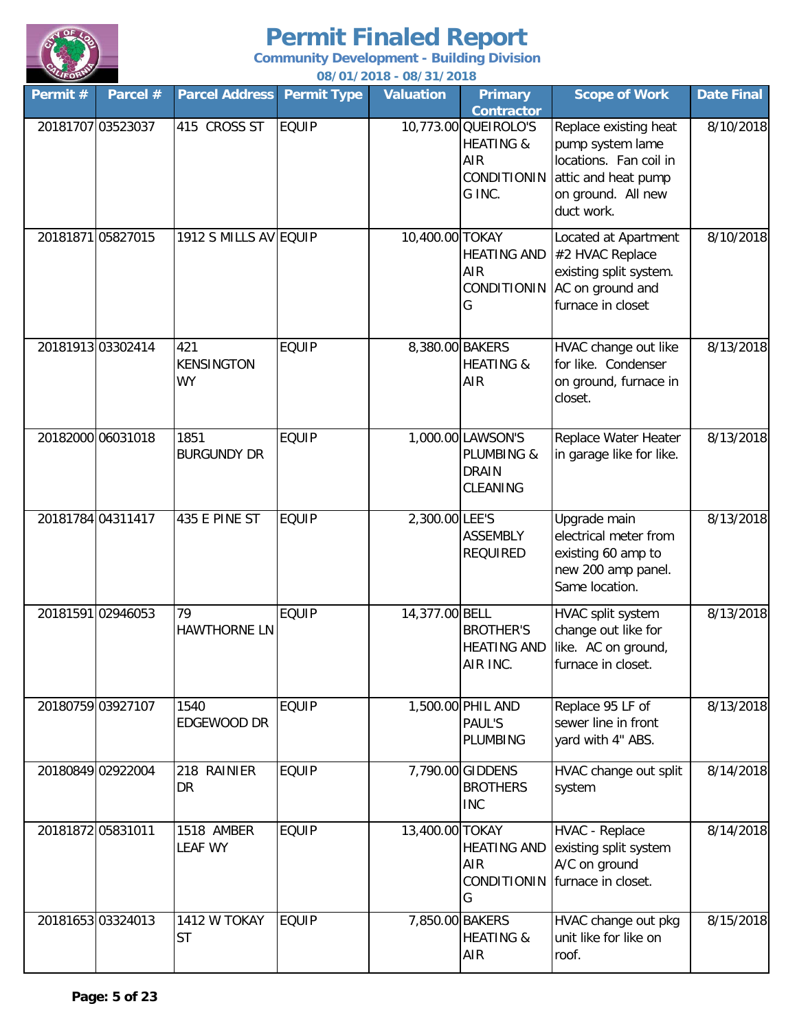# Permit Finaled Report

**Community Development - Building Division**

**08/01/2018 - 08/31/2018**

| Permit # | Parcel # | Parcel Address | Permit Type | Valuation | Primary Contractor | Scope of Work | Date Final |
|---|---|---|---|---|---|---|---|
| 20181707 | 03523037 | 415 CROSS ST | EQUIP | 10,773.00 | QUEIROLO'S HEATING & AIR CONDITIONING INC. | Replace existing heat pump system lame locations. Fan coil in attic and heat pump on ground. All new duct work. | 8/10/2018 |
| 20181871 | 05827015 | 1912 S MILLS AV | EQUIP | 10,400.00 | TOKAY HEATING AND AIR CONDITIONING | Located at Apartment #2 HVAC Replace existing split system. AC on ground and furnace in closet | 8/10/2018 |
| 20181913 | 03302414 | 421 KENSINGTON WY | EQUIP | 8,380.00 | BAKERS HEATING & AIR | HVAC change out like for like. Condenser on ground, furnace in closet. | 8/13/2018 |
| 20182000 | 06031018 | 1851 BURGUNDY DR | EQUIP | 1,000.00 | LAWSON'S PLUMBING & DRAIN CLEANING | Replace Water Heater in garage like for like. | 8/13/2018 |
| 20181784 | 04311417 | 435 E PINE ST | EQUIP | 2,300.00 | LEE'S ASSEMBLY REQUIRED | Upgrade main electrical meter from existing 60 amp to new 200 amp panel. Same location. | 8/13/2018 |
| 20181591 | 02946053 | 79 HAWTHORNE LN | EQUIP | 14,377.00 | BELL BROTHER'S HEATING AND AIR INC. | HVAC split system change out like for like. AC on ground, furnace in closet. | 8/13/2018 |
| 20180759 | 03927107 | 1540 EDGEWOOD DR | EQUIP | 1,500.00 | PHIL AND PAUL'S PLUMBING | Replace 95 LF of sewer line in front yard with 4" ABS. | 8/13/2018 |
| 20180849 | 02922004 | 218 RAINIER DR | EQUIP | 7,790.00 | GIDDENS BROTHERS INC | HVAC change out split system | 8/14/2018 |
| 20181872 | 05831011 | 1518 AMBER LEAF WY | EQUIP | 13,400.00 | TOKAY HEATING AND AIR CONDITIONING | HVAC - Replace existing split system A/C on ground furnace in closet. | 8/14/2018 |
| 20181653 | 03324013 | 1412 W TOKAY ST | EQUIP | 7,850.00 | BAKERS HEATING & AIR | HVAC change out pkg unit like for like on roof. | 8/15/2018 |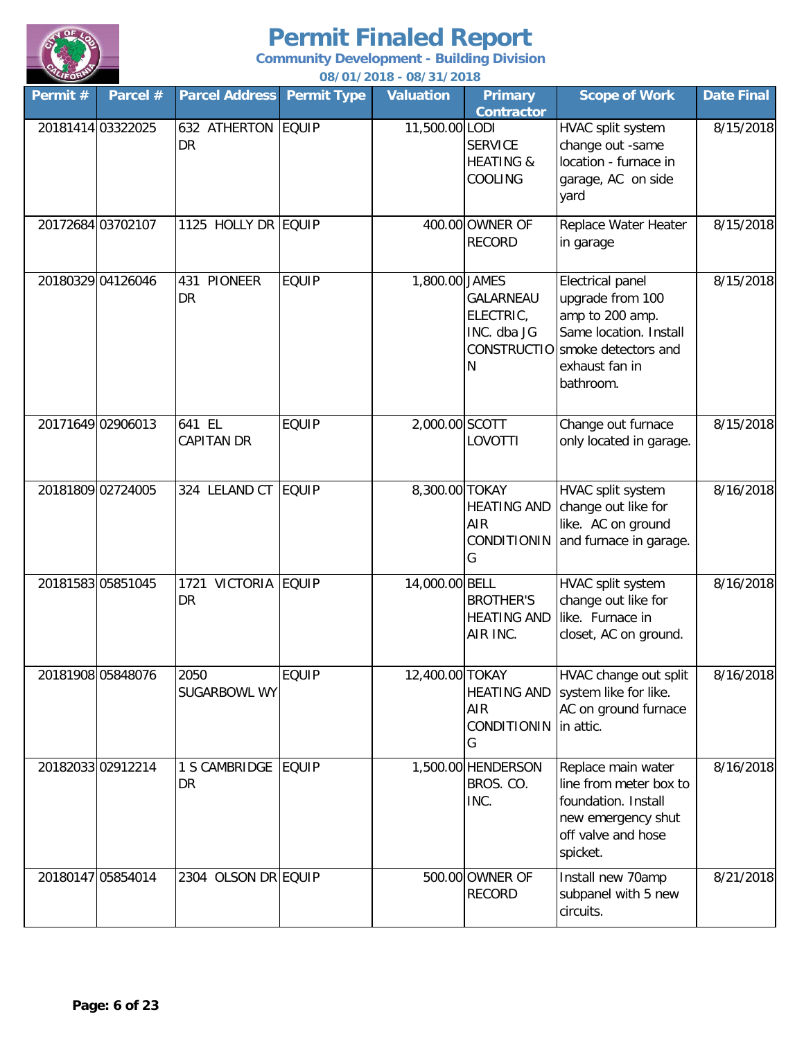# Permit Finaled Report

**Community Development - Building Division**

**08/01/2018 - 08/31/2018**

| Permit # | Parcel # | Parcel Address | Permit Type | Valuation | Primary Contractor | Scope of Work | Date Final |
|---|---|---|---|---|---|---|---|
| 20181414 | 03322025 | 632 ATHERTON DR | EQUIP | 11,500.00 | LODI SERVICE HEATING & COOLING | HVAC split system change out -same location - furnace in garage, AC on side yard | 8/15/2018 |
| 20172684 | 03702107 | 1125 HOLLY DR | EQUIP | 400.00 | OWNER OF RECORD | Replace Water Heater in garage | 8/15/2018 |
| 20180329 | 04126046 | 431 PIONEER DR | EQUIP | 1,800.00 | JAMES GALARNEAU ELECTRIC, INC. dba JG CONSTRUCTION | Electrical panel upgrade from 100 amp to 200 amp. Same location. Install smoke detectors and exhaust fan in bathroom. | 8/15/2018 |
| 20171649 | 02906013 | 641 EL CAPITAN DR | EQUIP | 2,000.00 | SCOTT LOVOTTI | Change out furnace only located in garage. | 8/15/2018 |
| 20181809 | 02724005 | 324 LELAND CT | EQUIP | 8,300.00 | TOKAY HEATING AND AIR CONDITIONING | HVAC split system change out like for like. AC on ground and furnace in garage. | 8/16/2018 |
| 20181583 | 05851045 | 1721 VICTORIA DR | EQUIP | 14,000.00 | BELL BROTHER'S HEATING AND AIR INC. | HVAC split system change out like for like. Furnace in closet, AC on ground. | 8/16/2018 |
| 20181908 | 05848076 | 2050 SUGARBOWL WY | EQUIP | 12,400.00 | TOKAY HEATING AND AIR CONDITIONING | HVAC change out split system like for like. AC on ground furnace in attic. | 8/16/2018 |
| 20182033 | 02912214 | 1 S CAMBRIDGE DR | EQUIP | 1,500.00 | HENDERSON BROS. CO. INC. | Replace main water line from meter box to foundation. Install new emergency shut off valve and hose spicket. | 8/16/2018 |
| 20180147 | 05854014 | 2304 OLSON DR | EQUIP | 500.00 | OWNER OF RECORD | Install new 70amp subpanel with 5 new circuits. | 8/21/2018 |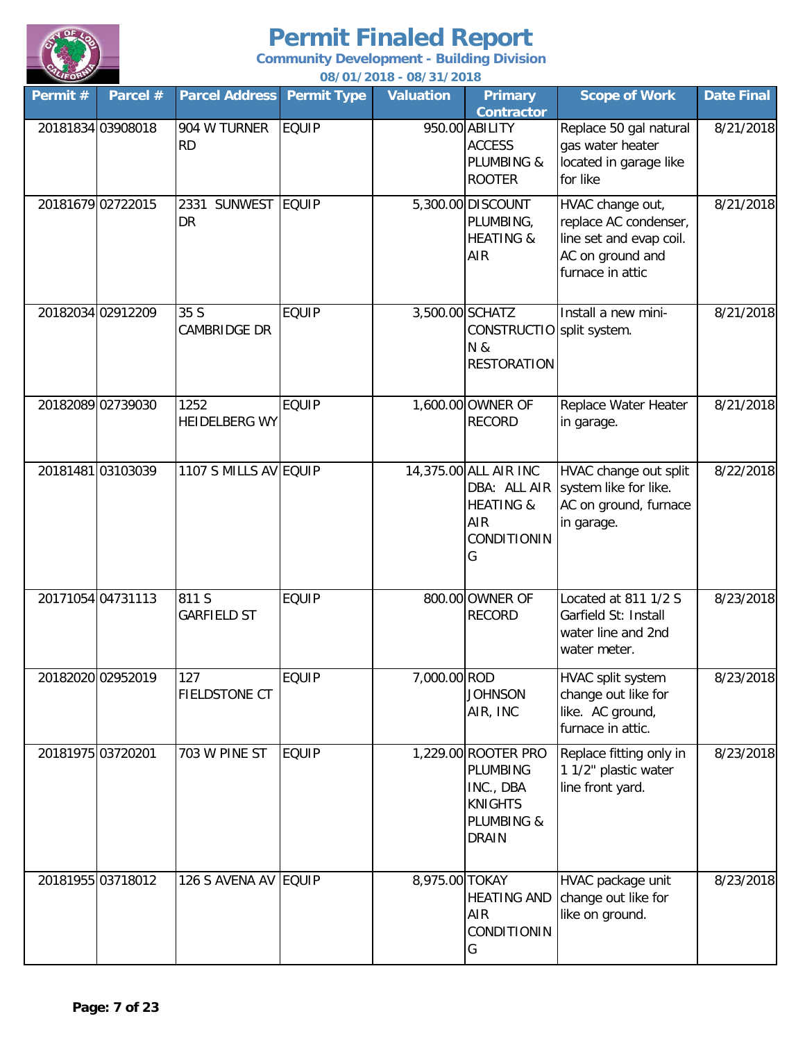# Permit Finaled Report

**Community Development - Building Division**

**08/01/2018 - 08/31/2018**

| Permit # | Parcel # | Parcel Address | Permit Type | Valuation | Primary Contractor | Scope of Work | Date Final |
|---|---|---|---|---|---|---|---|
| 20181834 | 03908018 | 904 W TURNER RD | EQUIP | 950.00 | ABILITY ACCESS PLUMBING & ROOTER | Replace 50 gal natural gas water heater located in garage like for like | 8/21/2018 |
| 20181679 | 02722015 | 2331 SUNWEST DR | EQUIP | 5,300.00 | DISCOUNT PLUMBING, HEATING & AIR | HVAC change out, replace AC condenser, line set and evap coil. AC on ground and furnace in attic | 8/21/2018 |
| 20182034 | 02912209 | 35 S CAMBRIDGE DR | EQUIP | 3,500.00 | SCHATZ CONSTRUCTION & RESTORATION | Install a new mini-split system. | 8/21/2018 |
| 20182089 | 02739030 | 1252 HEIDELBERG WY | EQUIP | 1,600.00 | OWNER OF RECORD | Replace Water Heater in garage. | 8/21/2018 |
| 20181481 | 03103039 | 1107 S MILLS AV | EQUIP | 14,375.00 | ALL AIR INC DBA: ALL AIR HEATING & AIR CONDITIONING | HVAC change out split system like for like. AC on ground, furnace in garage. | 8/22/2018 |
| 20171054 | 04731113 | 811 S GARFIELD ST | EQUIP | 800.00 | OWNER OF RECORD | Located at 811 1/2 S Garfield St: Install water line and 2nd water meter. | 8/23/2018 |
| 20182020 | 02952019 | 127 FIELDSTONE CT | EQUIP | 7,000.00 | ROD JOHNSON AIR, INC | HVAC split system change out like for like. AC ground, furnace in attic. | 8/23/2018 |
| 20181975 | 03720201 | 703 W PINE ST | EQUIP | 1,229.00 | ROOTER PRO PLUMBING INC., DBA KNIGHTS PLUMBING & DRAIN | Replace fitting only in 1 1/2" plastic water line front yard. | 8/23/2018 |
| 20181955 | 03718012 | 126 S AVENA AV | EQUIP | 8,975.00 | TOKAY HEATING AND AIR CONDITIONING | HVAC package unit change out like for like on ground. | 8/23/2018 |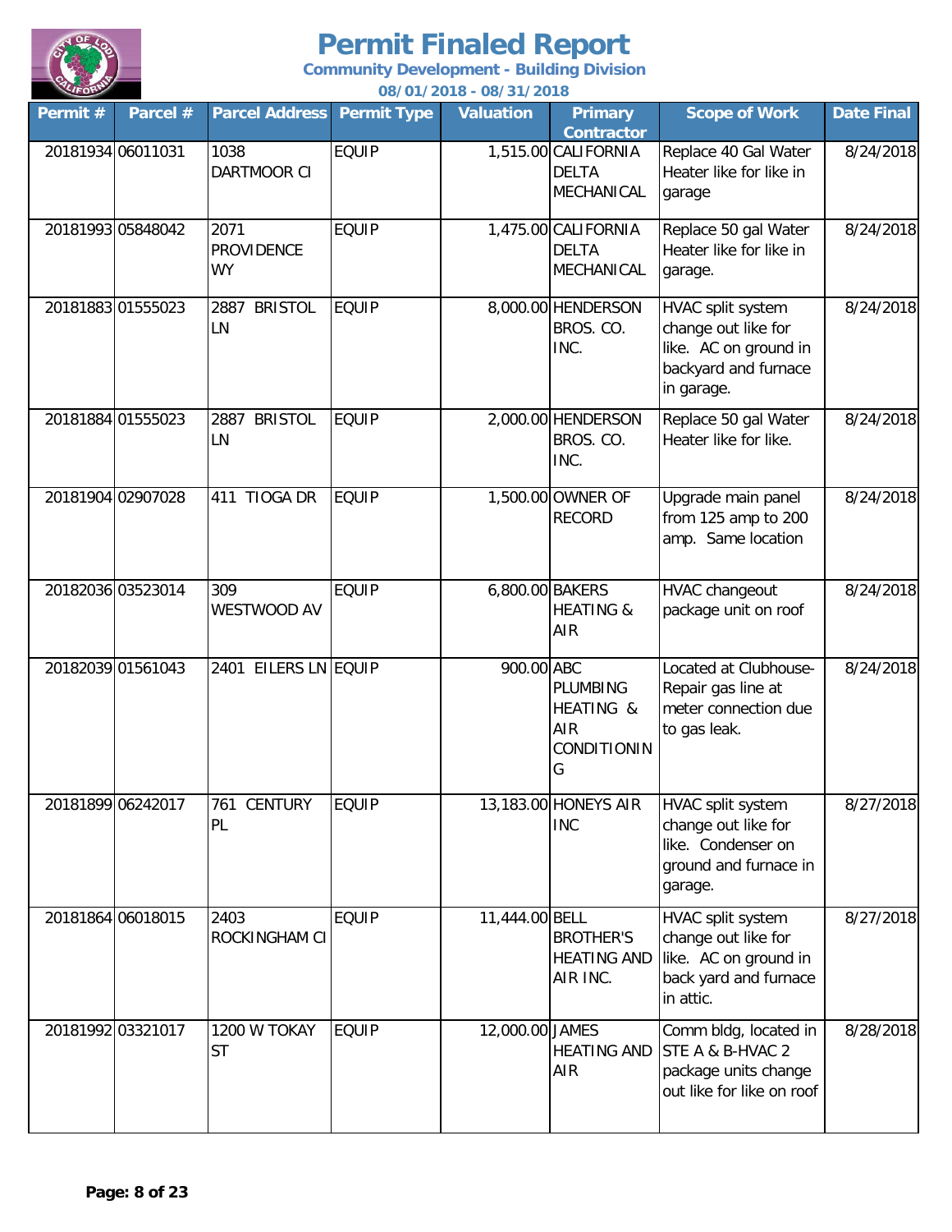# Permit Finaled Report

**Community Development - Building Division**

**08/01/2018 - 08/31/2018**

| Permit # | Parcel # | Parcel Address | Permit Type | Valuation | Primary Contractor | Scope of Work | Date Final |
|---|---|---|---|---|---|---|---|
| 20181934 | 06011031 | 1038 DARTMOOR CI | EQUIP | 1,515.00 | CALIFORNIA DELTA MECHANICAL | Replace 40 Gal Water Heater like for like in garage | 8/24/2018 |
| 20181993 | 05848042 | 2071 PROVIDENCE WY | EQUIP | 1,475.00 | CALIFORNIA DELTA MECHANICAL | Replace 50 gal Water Heater like for like in garage. | 8/24/2018 |
| 20181883 | 01555023 | 2887 BRISTOL LN | EQUIP | 8,000.00 | HENDERSON BROS. CO. INC. | HVAC split system change out like for like. AC on ground in backyard and furnace in garage. | 8/24/2018 |
| 20181884 | 01555023 | 2887 BRISTOL LN | EQUIP | 2,000.00 | HENDERSON BROS. CO. INC. | Replace 50 gal Water Heater like for like. | 8/24/2018 |
| 20181904 | 02907028 | 411 TIOGA DR | EQUIP | 1,500.00 | OWNER OF RECORD | Upgrade main panel from 125 amp to 200 amp. Same location | 8/24/2018 |
| 20182036 | 03523014 | 309 WESTWOOD AV | EQUIP | 6,800.00 | BAKERS HEATING & AIR | HVAC changeout package unit on roof | 8/24/2018 |
| 20182039 | 01561043 | 2401 EILERS LN | EQUIP | 900.00 | ABC PLUMBING HEATING & AIR CONDITIONING | Located at Clubhouse-Repair gas line at meter connection due to gas leak. | 8/24/2018 |
| 20181899 | 06242017 | 761 CENTURY PL | EQUIP | 13,183.00 | HONEYS AIR INC | HVAC split system change out like for like. Condenser on ground and furnace in garage. | 8/27/2018 |
| 20181864 | 06018015 | 2403 ROCKINGHAM CI | EQUIP | 11,444.00 | BELL BROTHER'S HEATING AND AIR INC. | HVAC split system change out like for like. AC on ground in back yard and furnace in attic. | 8/27/2018 |
| 20181992 | 03321017 | 1200 W TOKAY ST | EQUIP | 12,000.00 | JAMES HEATING AND AIR | Comm bldg, located in STE A & B-HVAC 2 package units change out like for like on roof | 8/28/2018 |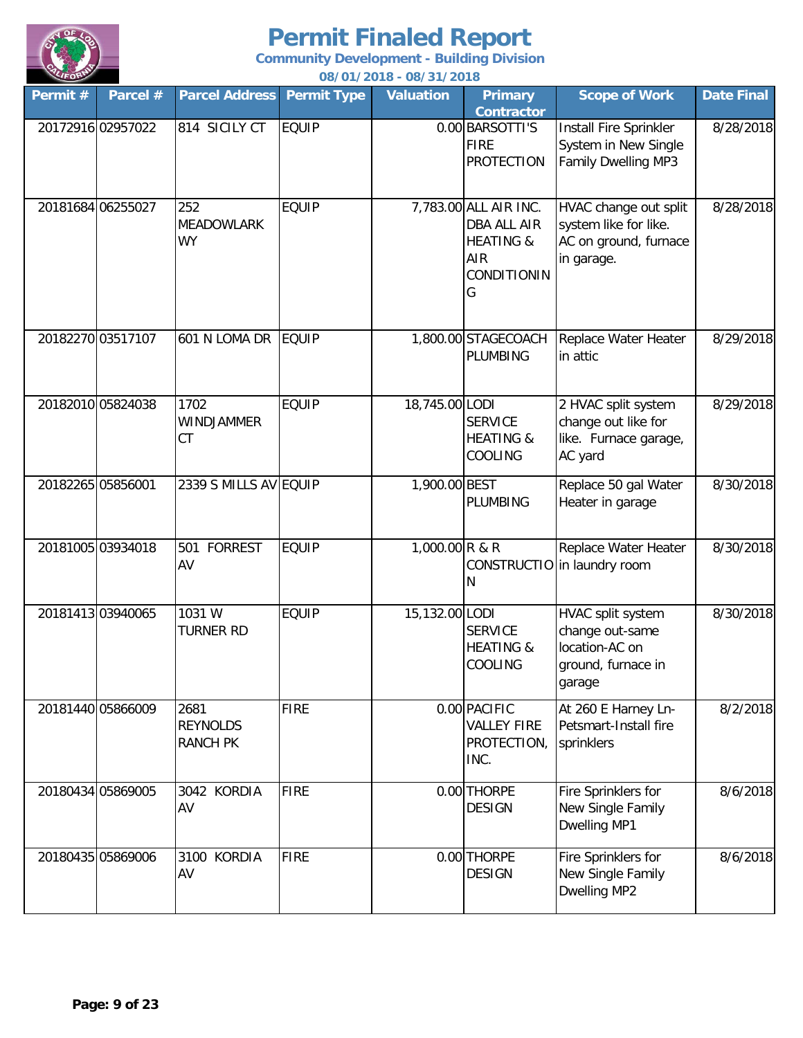# Permit Finaled Report

**Community Development - Building Division**

**08/01/2018 - 08/31/2018**

| Permit # | Parcel # | Parcel Address | Permit Type | Valuation | Primary Contractor | Scope of Work | Date Final |
|---|---|---|---|---|---|---|---|
| 20172916 | 02957022 | 814 SICILY CT | EQUIP | 0.00 | BARSOTTI'S FIRE PROTECTION | Install Fire Sprinkler System in New Single Family Dwelling MP3 | 8/28/2018 |
| 20181684 | 06255027 | 252 MEADOWLARK WY | EQUIP | 7,783.00 | ALL AIR INC. DBA ALL AIR HEATING & AIR CONDITIONING | HVAC change out split system like for like. AC on ground, furnace in garage. | 8/28/2018 |
| 20182270 | 03517107 | 601 N LOMA DR | EQUIP | 1,800.00 | STAGECOACH PLUMBING | Replace Water Heater in attic | 8/29/2018 |
| 20182010 | 05824038 | 1702 WINDJAMMER CT | EQUIP | 18,745.00 | LODI SERVICE HEATING & COOLING | 2 HVAC split system change out like for like. Furnace garage, AC yard | 8/29/2018 |
| 20182265 | 05856001 | 2339 S MILLS AV | EQUIP | 1,900.00 | BEST PLUMBING | Replace 50 gal Water Heater in garage | 8/30/2018 |
| 20181005 | 03934018 | 501 FORREST AV | EQUIP | 1,000.00 | R & R CONSTRUCTION | Replace Water Heater in laundry room | 8/30/2018 |
| 20181413 | 03940065 | 1031 W TURNER RD | EQUIP | 15,132.00 | LODI SERVICE HEATING & COOLING | HVAC split system change out-same location-AC on ground, furnace in garage | 8/30/2018 |
| 20181440 | 05866009 | 2681 REYNOLDS RANCH PK | FIRE | 0.00 | PACIFIC VALLEY FIRE PROTECTION, INC. | At 260 E Harney Ln-Petsmart-Install fire sprinklers | 8/2/2018 |
| 20180434 | 05869005 | 3042 KORDIA AV | FIRE | 0.00 | THORPE DESIGN | Fire Sprinklers for New Single Family Dwelling MP1 | 8/6/2018 |
| 20180435 | 05869006 | 3100 KORDIA AV | FIRE | 0.00 | THORPE DESIGN | Fire Sprinklers for New Single Family Dwelling MP2 | 8/6/2018 |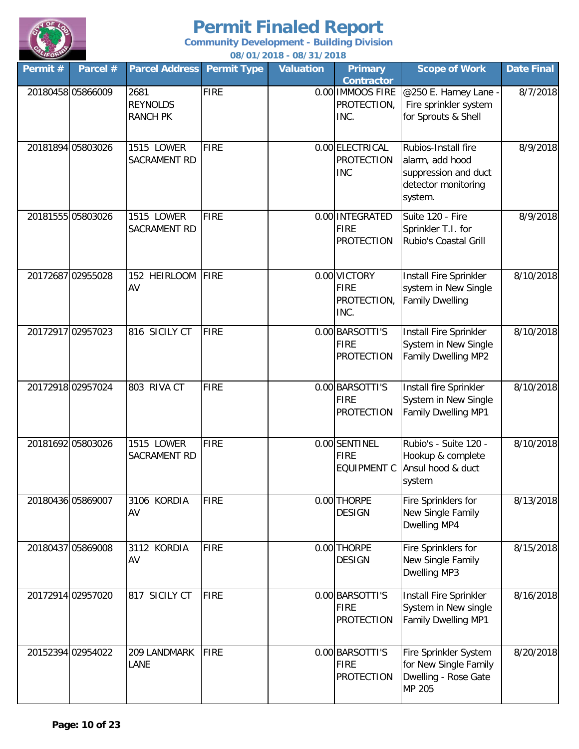# Permit Finaled Report

**Community Development - Building Division**

**08/01/2018 - 08/31/2018**

| Permit # | Parcel # | Parcel Address | Permit Type | Valuation | Primary Contractor | Scope of Work | Date Final |
|---|---|---|---|---|---|---|---|
| 20180458 | 05866009 | 2681 REYNOLDS RANCH PK | FIRE | 0.00 | IMMOOS FIRE PROTECTION, INC. | @250 E. Harney Lane - Fire sprinkler system for Sprouts & Shell | 8/7/2018 |
| 20181894 | 05803026 | 1515 LOWER SACRAMENT RD | FIRE | 0.00 | ELECTRICAL PROTECTION INC | Rubios-Install fire alarm, add hood suppression and duct detector monitoring system. | 8/9/2018 |
| 20181555 | 05803026 | 1515 LOWER SACRAMENT RD | FIRE | 0.00 | INTEGRATED FIRE PROTECTION | Suite 120 - Fire Sprinkler T.I. for Rubio's Coastal Grill | 8/9/2018 |
| 20172687 | 02955028 | 152 HEIRLOOM AV | FIRE | 0.00 | VICTORY FIRE PROTECTION, INC. | Install Fire Sprinkler system in New Single Family Dwelling | 8/10/2018 |
| 20172917 | 02957023 | 816 SICILY CT | FIRE | 0.00 | BARSOTTI'S FIRE PROTECTION | Install Fire Sprinkler System in New Single Family Dwelling MP2 | 8/10/2018 |
| 20172918 | 02957024 | 803 RIVA CT | FIRE | 0.00 | BARSOTTI'S FIRE PROTECTION | Install fire Sprinkler System in New Single Family Dwelling MP1 | 8/10/2018 |
| 20181692 | 05803026 | 1515 LOWER SACRAMENT RD | FIRE | 0.00 | SENTINEL FIRE EQUIPMENT C | Rubio's - Suite 120 - Hookup & complete Ansul hood & duct system | 8/10/2018 |
| 20180436 | 05869007 | 3106 KORDIA AV | FIRE | 0.00 | THORPE DESIGN | Fire Sprinklers for New Single Family Dwelling MP4 | 8/13/2018 |
| 20180437 | 05869008 | 3112 KORDIA AV | FIRE | 0.00 | THORPE DESIGN | Fire Sprinklers for New Single Family Dwelling MP3 | 8/15/2018 |
| 20172914 | 02957020 | 817 SICILY CT | FIRE | 0.00 | BARSOTTI'S FIRE PROTECTION | Install Fire Sprinkler System in New single Family Dwelling MP1 | 8/16/2018 |
| 20152394 | 02954022 | 209 LANDMARK LANE | FIRE | 0.00 | BARSOTTI'S FIRE PROTECTION | Fire Sprinkler System for New Single Family Dwelling - Rose Gate MP 205 | 8/20/2018 |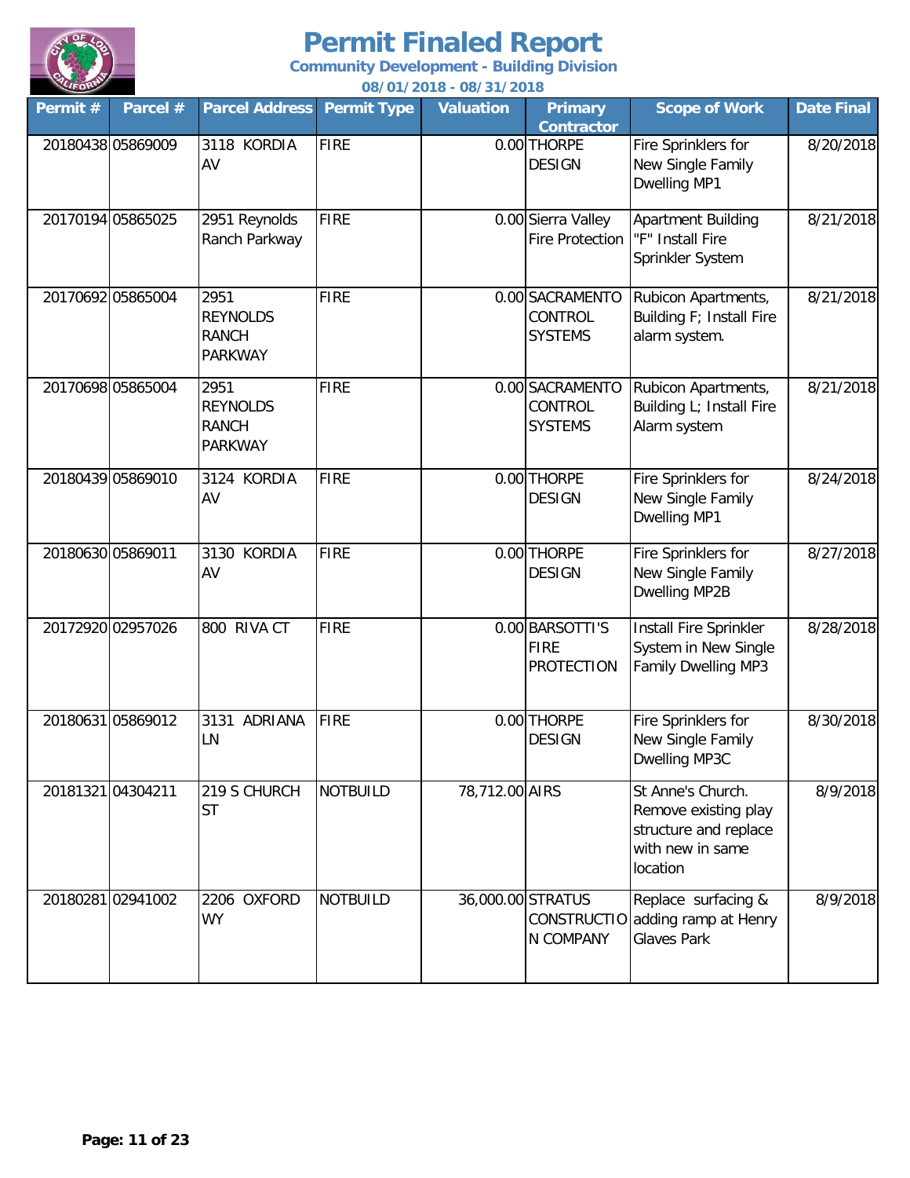# Permit Finaled Report

**Community Development - Building Division**

**08/01/2018 - 08/31/2018**

| Permit # | Parcel # | Parcel Address | Permit Type | Valuation | Primary Contractor | Scope of Work | Date Final |
|---|---|---|---|---|---|---|---|
| 20180438 | 05869009 | 3118 KORDIA AV | FIRE | 0.00 | THORPE DESIGN | Fire Sprinklers for New Single Family Dwelling MP1 | 8/20/2018 |
| 20170194 | 05865025 | 2951 Reynolds Ranch Parkway | FIRE | 0.00 | Sierra Valley Fire Protection | Apartment Building "F" Install Fire Sprinkler System | 8/21/2018 |
| 20170692 | 05865004 | 2951 REYNOLDS RANCH PARKWAY | FIRE | 0.00 | SACRAMENTO CONTROL SYSTEMS | Rubicon Apartments, Building F; Install Fire alarm system. | 8/21/2018 |
| 20170698 | 05865004 | 2951 REYNOLDS RANCH PARKWAY | FIRE | 0.00 | SACRAMENTO CONTROL SYSTEMS | Rubicon Apartments, Building L; Install Fire Alarm system | 8/21/2018 |
| 20180439 | 05869010 | 3124 KORDIA AV | FIRE | 0.00 | THORPE DESIGN | Fire Sprinklers for New Single Family Dwelling MP1 | 8/24/2018 |
| 20180630 | 05869011 | 3130 KORDIA AV | FIRE | 0.00 | THORPE DESIGN | Fire Sprinklers for New Single Family Dwelling MP2B | 8/27/2018 |
| 20172920 | 02957026 | 800 RIVA CT | FIRE | 0.00 | BARSOTTI'S FIRE PROTECTION | Install Fire Sprinkler System in New Single Family Dwelling MP3 | 8/28/2018 |
| 20180631 | 05869012 | 3131 ADRIANA LN | FIRE | 0.00 | THORPE DESIGN | Fire Sprinklers for New Single Family Dwelling MP3C | 8/30/2018 |
| 20181321 | 04304211 | 219 S CHURCH ST | NOTBUILD | 78,712.00 | AIRS | St Anne's Church. Remove existing play structure and replace with new in same location | 8/9/2018 |
| 20180281 | 02941002 | 2206 OXFORD WY | NOTBUILD | 36,000.00 | STRATUS CONSTRUCTION COMPANY | Replace surfacing & adding ramp at Henry Glaves Park | 8/9/2018 |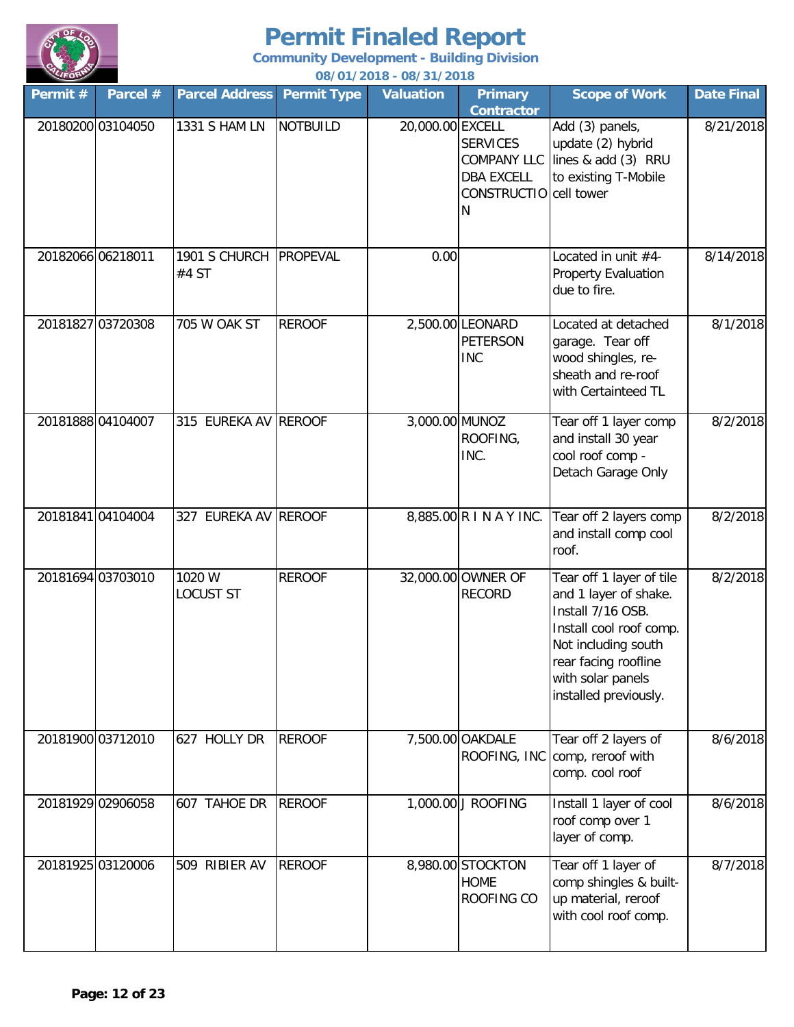# Permit Finaled Report

**Community Development - Building Division**

**08/01/2018 - 08/31/2018**

| Permit # | Parcel # | Parcel Address | Permit Type | Valuation | Primary Contractor | Scope of Work | Date Final |
|---|---|---|---|---|---|---|---|
| 20180200 | 03104050 | 1331 S HAM LN | NOTBUILD | 20,000.00 | EXCELL SERVICES COMPANY LLC DBA EXCELL CONSTRUCTION | Add (3) panels, update (2) hybrid lines & add (3) RRU to existing T-Mobile cell tower | 8/21/2018 |
| 20182066 | 06218011 | 1901 S CHURCH #4 ST | PROPEVAL | 0.00 | | Located in unit #4-Property Evaluation due to fire. | 8/14/2018 |
| 20181827 | 03720308 | 705 W OAK ST | REROOF | 2,500.00 | LEONARD PETERSON INC | Located at detached garage. Tear off wood shingles, re-sheath and re-roof with Certainteed TL | 8/1/2018 |
| 20181888 | 04104007 | 315 EUREKA AV | REROOF | 3,000.00 | MUNOZ ROOFING, INC. | Tear off 1 layer comp and install 30 year cool roof comp - Detach Garage Only | 8/2/2018 |
| 20181841 | 04104004 | 327 EUREKA AV | REROOF | 8,885.00 | R I N A Y INC. | Tear off 2 layers comp and install comp cool roof. | 8/2/2018 |
| 20181694 | 03703010 | 1020 W LOCUST ST | REROOF | 32,000.00 | OWNER OF RECORD | Tear off 1 layer of tile and 1 layer of shake. Install 7/16 OSB. Install cool roof comp. Not including south rear facing roofline with solar panels installed previously. | 8/2/2018 |
| 20181900 | 03712010 | 627 HOLLY DR | REROOF | 7,500.00 | OAKDALE ROOFING, INC | Tear off 2 layers of comp, reroof with comp. cool roof | 8/6/2018 |
| 20181929 | 02906058 | 607 TAHOE DR | REROOF | 1,000.00 | J ROOFING | Install 1 layer of cool roof comp over 1 layer of comp. | 8/6/2018 |
| 20181925 | 03120006 | 509 RIBIER AV | REROOF | 8,980.00 | STOCKTON HOME ROOFING CO | Tear off 1 layer of comp shingles & built-up material, reroof with cool roof comp. | 8/7/2018 |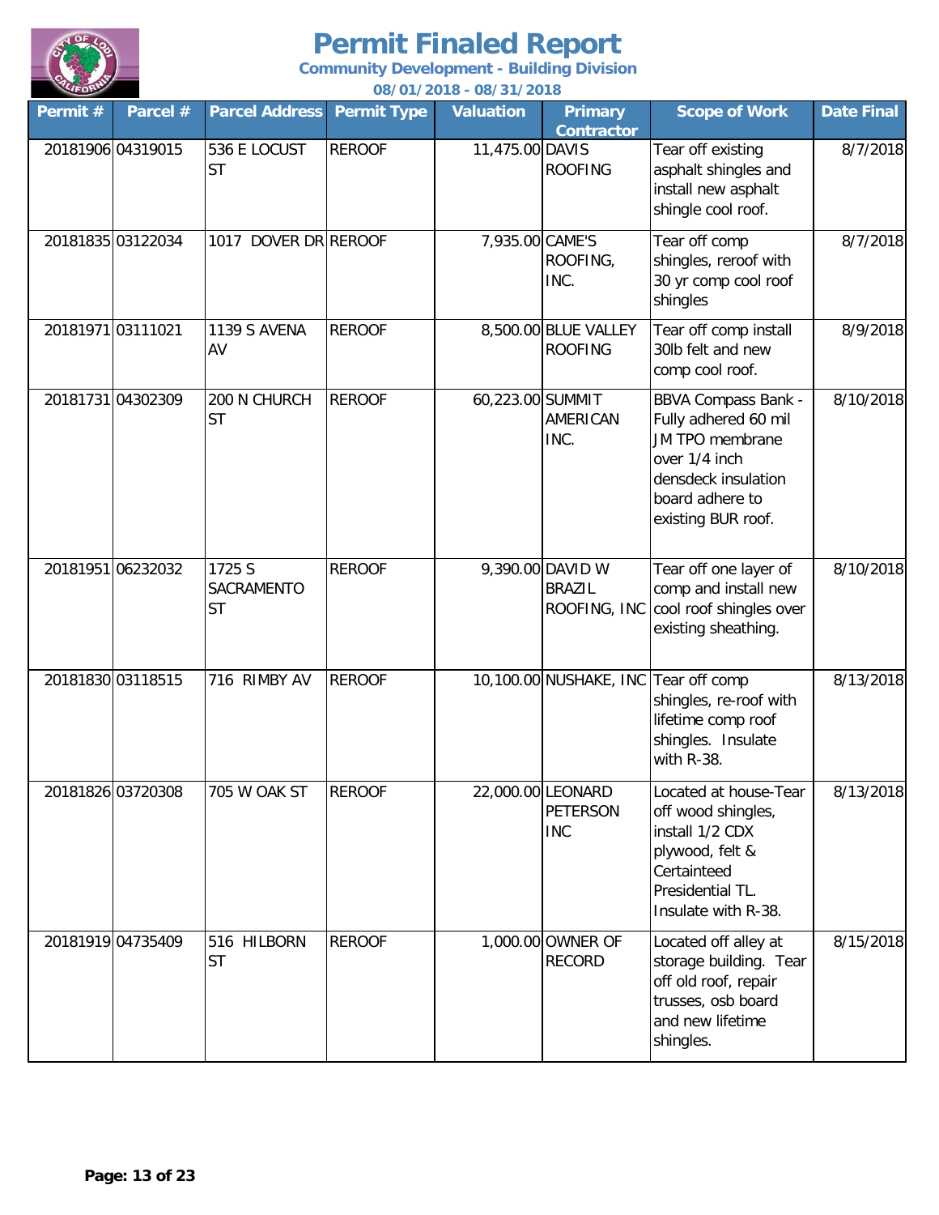# Permit Finaled Report

**Community Development - Building Division**

**08/01/2018 - 08/31/2018**

| Permit # | Parcel # | Parcel Address | Permit Type | Valuation | Primary Contractor | Scope of Work | Date Final |
|---|---|---|---|---|---|---|---|
| 20181906 | 04319015 | 536 E LOCUST ST | REROOF | 11,475.00 | DAVIS ROOFING | Tear off existing asphalt shingles and install new asphalt shingle cool roof. | 8/7/2018 |
| 20181835 | 03122034 | 1017 DOVER DR | REROOF | 7,935.00 | CAME'S ROOFING, INC. | Tear off comp shingles, reroof with 30 yr comp cool roof shingles | 8/7/2018 |
| 20181971 | 03111021 | 1139 S AVENA AV | REROOF | 8,500.00 | BLUE VALLEY ROOFING | Tear off comp install 30lb felt and new comp cool roof. | 8/9/2018 |
| 20181731 | 04302309 | 200 N CHURCH ST | REROOF | 60,223.00 | SUMMIT AMERICAN INC. | BBVA Compass Bank - Fully adhered 60 mil JM TPO membrane over 1/4 inch densdeck insulation board adhere to existing BUR roof. | 8/10/2018 |
| 20181951 | 06232032 | 1725 S SACRAMENTO ST | REROOF | 9,390.00 | DAVID W BRAZIL ROOFING, INC | Tear off one layer of comp and install new cool roof shingles over existing sheathing. | 8/10/2018 |
| 20181830 | 03118515 | 716 RIMBY AV | REROOF | 10,100.00 | NUSHAKE, INC | Tear off comp shingles, re-roof with lifetime comp roof shingles. Insulate with R-38. | 8/13/2018 |
| 20181826 | 03720308 | 705 W OAK ST | REROOF | 22,000.00 | LEONARD PETERSON INC | Located at house-Tear off wood shingles, install 1/2 CDX plywood, felt & Certainteed Presidential TL. Insulate with R-38. | 8/13/2018 |
| 20181919 | 04735409 | 516 HILBORN ST | REROOF | 1,000.00 | OWNER OF RECORD | Located off alley at storage building. Tear off old roof, repair trusses, osb board and new lifetime shingles. | 8/15/2018 |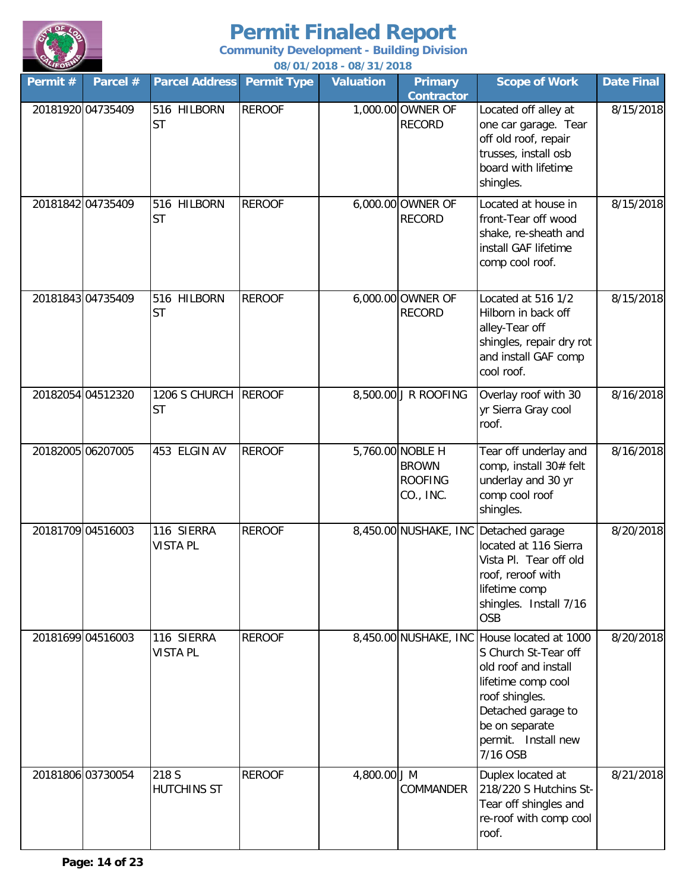# Permit Finaled Report

**Community Development - Building Division**

**08/01/2018 - 08/31/2018**

| Permit # | Parcel # | Parcel Address | Permit Type | Valuation | Primary Contractor | Scope of Work | Date Final |
|---|---|---|---|---|---|---|---|
| 20181920 | 04735409 | 516 HILBORN ST | REROOF | 1,000.00 | OWNER OF RECORD | Located off alley at one car garage. Tear off old roof, repair trusses, install osb board with lifetime shingles. | 8/15/2018 |
| 20181842 | 04735409 | 516 HILBORN ST | REROOF | 6,000.00 | OWNER OF RECORD | Located at house in front-Tear off wood shake, re-sheath and install GAF lifetime comp cool roof. | 8/15/2018 |
| 20181843 | 04735409 | 516 HILBORN ST | REROOF | 6,000.00 | OWNER OF RECORD | Located at 516 1/2 Hilborn in back off alley-Tear off shingles, repair dry rot and install GAF comp cool roof. | 8/15/2018 |
| 20182054 | 04512320 | 1206 S CHURCH ST | REROOF | 8,500.00 | J R ROOFING | Overlay roof with 30 yr Sierra Gray cool roof. | 8/16/2018 |
| 20182005 | 06207005 | 453 ELGIN AV | REROOF | 5,760.00 | NOBLE H BROWN ROOFING CO., INC. | Tear off underlay and comp, install 30# felt underlay and 30 yr comp cool roof shingles. | 8/16/2018 |
| 20181709 | 04516003 | 116 SIERRA VISTA PL | REROOF | 8,450.00 | NUSHAKE, INC | Detached garage located at 116 Sierra Vista Pl. Tear off old roof, reroof with lifetime comp shingles. Install 7/16 OSB | 8/20/2018 |
| 20181699 | 04516003 | 116 SIERRA VISTA PL | REROOF | 8,450.00 | NUSHAKE, INC | House located at 1000 S Church St-Tear off old roof and install lifetime comp cool roof shingles. Detached garage to be on separate permit. Install new 7/16 OSB | 8/20/2018 |
| 20181806 | 03730054 | 218 S HUTCHINS ST | REROOF | 4,800.00 | J M COMMANDER | Duplex located at 218/220 S Hutchins St-Tear off shingles and re-roof with comp cool roof. | 8/21/2018 |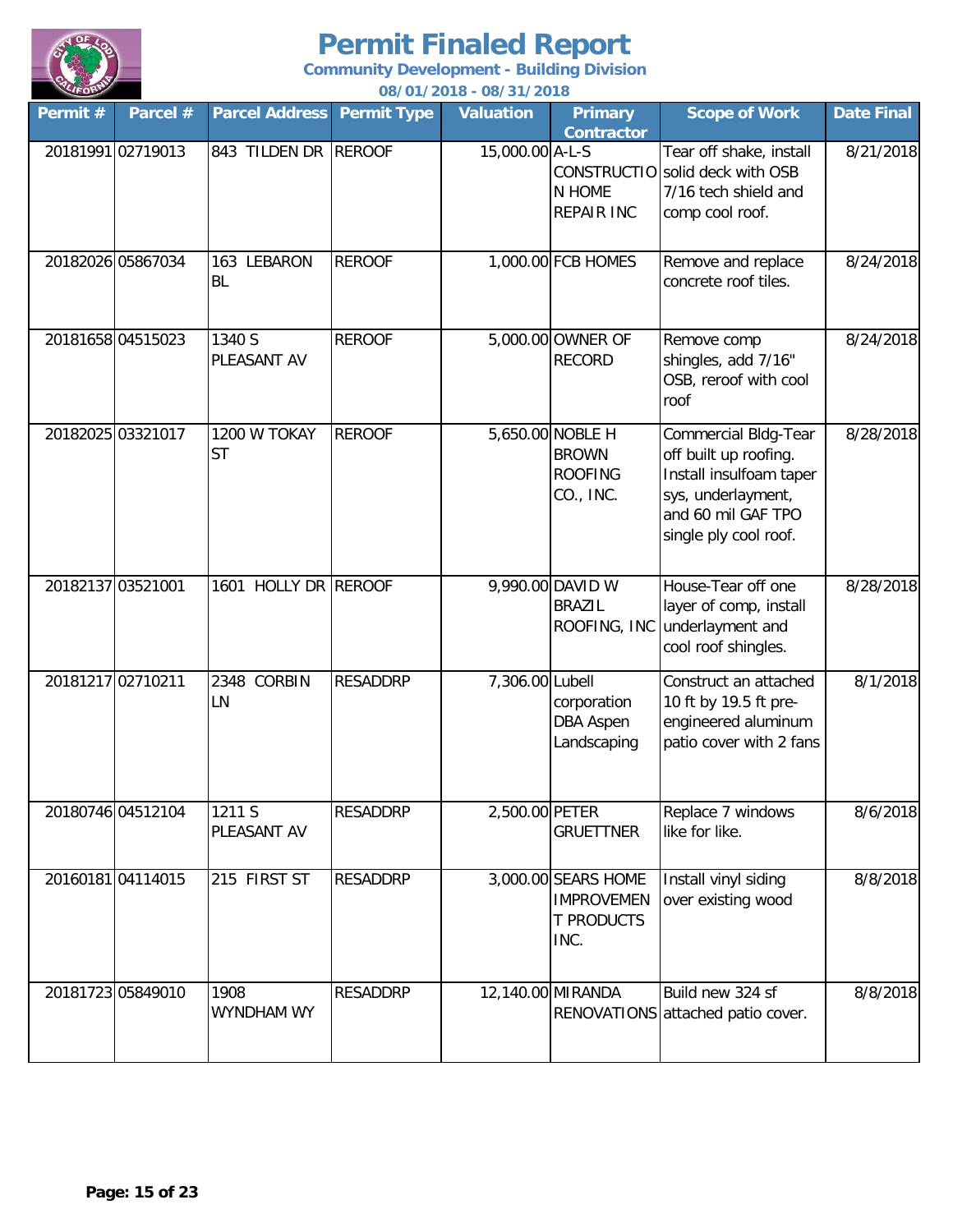# Permit Finaled Report

**Community Development - Building Division**

**08/01/2018 - 08/31/2018**

| Permit # | Parcel # | Parcel Address | Permit Type | Valuation | Primary Contractor | Scope of Work | Date Final |
|---|---|---|---|---|---|---|---|
| 20181991 | 02719013 | 843 TILDEN DR | REROOF | 15,000.00 | A-L-S CONSTRUCTION HOME REPAIR INC | Tear off shake, install solid deck with OSB 7/16 tech shield and comp cool roof. | 8/21/2018 |
| 20182026 | 05867034 | 163 LEBARON BL | REROOF | 1,000.00 | FCB HOMES | Remove and replace concrete roof tiles. | 8/24/2018 |
| 20181658 | 04515023 | 1340 S PLEASANT AV | REROOF | 5,000.00 | OWNER OF RECORD | Remove comp shingles, add 7/16" OSB, reroof with cool roof | 8/24/2018 |
| 20182025 | 03321017 | 1200 W TOKAY ST | REROOF | 5,650.00 | NOBLE H BROWN ROOFING CO., INC. | Commercial Bldg-Tear off built up roofing. Install insulfoam taper sys, underlayment, and 60 mil GAF TPO single ply cool roof. | 8/28/2018 |
| 20182137 | 03521001 | 1601 HOLLY DR | REROOF | 9,990.00 | DAVID W BRAZIL ROOFING, INC | House-Tear off one layer of comp, install underlayment and cool roof shingles. | 8/28/2018 |
| 20181217 | 02710211 | 2348 CORBIN LN | RESADDRP | 7,306.00 | Lubell corporation DBA Aspen Landscaping | Construct an attached 10 ft by 19.5 ft pre-engineered aluminum patio cover with 2 fans | 8/1/2018 |
| 20180746 | 04512104 | 1211 S PLEASANT AV | RESADDRP | 2,500.00 | PETER GRUETTNER | Replace 7 windows like for like. | 8/6/2018 |
| 20160181 | 04114015 | 215 FIRST ST | RESADDRP | 3,000.00 | SEARS HOME IMPROVEMENT PRODUCTS INC. | Install vinyl siding over existing wood | 8/8/2018 |
| 20181723 | 05849010 | 1908 WYNDHAM WY | RESADDRP | 12,140.00 | MIRANDA RENOVATIONS | Build new 324 sf attached patio cover. | 8/8/2018 |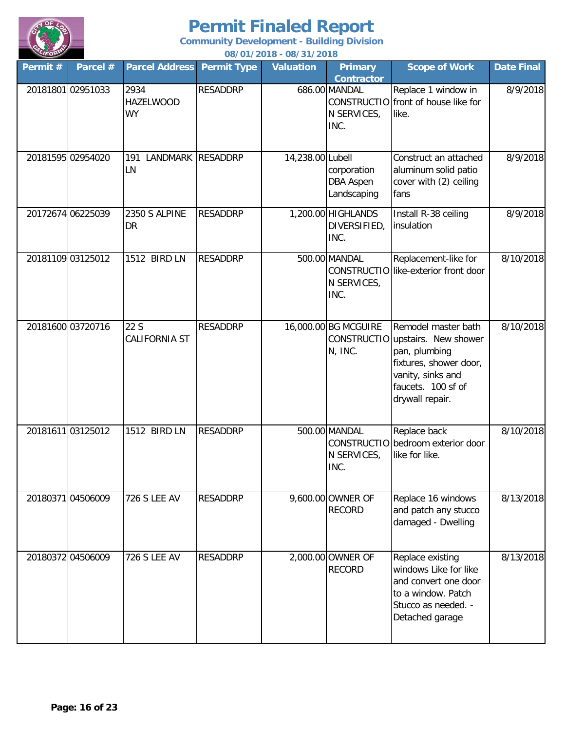# Permit Finaled Report

**Community Development - Building Division**

**08/01/2018 - 08/31/2018**

| Permit # | Parcel # | Parcel Address | Permit Type | Valuation | Primary Contractor | Scope of Work | Date Final |
|---|---|---|---|---|---|---|---|
| 20181801 | 02951033 | 2934 HAZELWOOD WY | RESADDRP | 686.00 | MANDAL CONSTRUCTION SERVICES, INC. | Replace 1 window in front of house like for like. | 8/9/2018 |
| 20181595 | 02954020 | 191 LANDMARK LN | RESADDRP | 14,238.00 | Lubell corporation DBA Aspen Landscaping | Construct an attached aluminum solid patio cover with (2) ceiling fans | 8/9/2018 |
| 20172674 | 06225039 | 2350 S ALPINE DR | RESADDRP | 1,200.00 | HIGHLANDS DIVERSIFIED, INC. | Install R-38 ceiling insulation | 8/9/2018 |
| 20181109 | 03125012 | 1512 BIRD LN | RESADDRP | 500.00 | MANDAL CONSTRUCTION SERVICES, INC. | Replacement-like for like-exterior front door | 8/10/2018 |
| 20181600 | 03720716 | 22 S CALIFORNIA ST | RESADDRP | 16,000.00 | BG MCGUIRE CONSTRUCTION, INC. | Remodel master bath upstairs. New shower pan, plumbing fixtures, shower door, vanity, sinks and faucets. 100 sf of drywall repair. | 8/10/2018 |
| 20181611 | 03125012 | 1512 BIRD LN | RESADDRP | 500.00 | MANDAL CONSTRUCTION SERVICES, INC. | Replace back bedroom exterior door like for like. | 8/10/2018 |
| 20180371 | 04506009 | 726 S LEE AV | RESADDRP | 9,600.00 | OWNER OF RECORD | Replace 16 windows and patch any stucco damaged - Dwelling | 8/13/2018 |
| 20180372 | 04506009 | 726 S LEE AV | RESADDRP | 2,000.00 | OWNER OF RECORD | Replace existing windows Like for like and convert one door to a window. Patch Stucco as needed. - Detached garage | 8/13/2018 |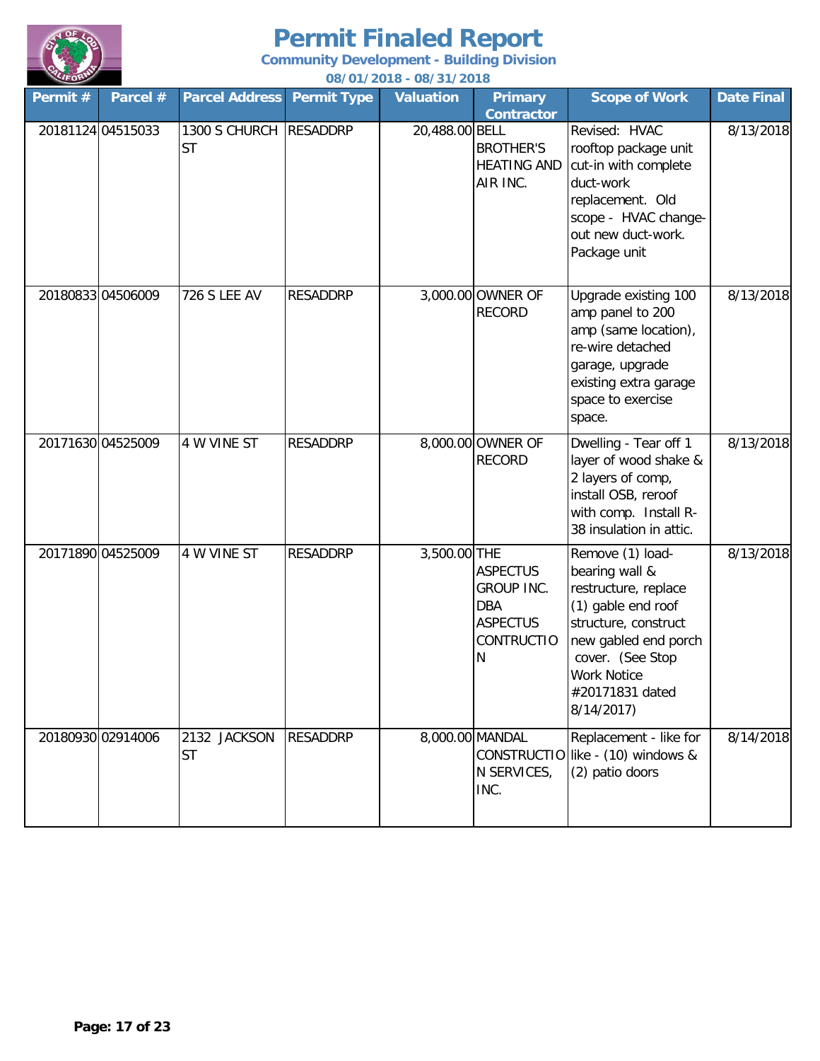# Permit Finaled Report

**Community Development - Building Division**

**08/01/2018 - 08/31/2018**

| Permit # | Parcel # | Parcel Address | Permit Type | Valuation | Primary Contractor | Scope of Work | Date Final |
|---|---|---|---|---|---|---|---|
| 20181124 | 04515033 | 1300 S CHURCH ST | RESADDRP | 20,488.00 | BELL BROTHER'S HEATING AND AIR INC. | Revised: HVAC rooftop package unit cut-in with complete duct-work replacement. Old scope - HVAC change-out new duct-work. Package unit | 8/13/2018 |
| 20180833 | 04506009 | 726 S LEE AV | RESADDRP | 3,000.00 | OWNER OF RECORD | Upgrade existing 100 amp panel to 200 amp (same location), re-wire detached garage, upgrade existing extra garage space to exercise space. | 8/13/2018 |
| 20171630 | 04525009 | 4 W VINE ST | RESADDRP | 8,000.00 | OWNER OF RECORD | Dwelling - Tear off 1 layer of wood shake & 2 layers of comp, install OSB, reroof with comp. Install R-38 insulation in attic. | 8/13/2018 |
| 20171890 | 04525009 | 4 W VINE ST | RESADDRP | 3,500.00 | THE ASPECTUS GROUP INC. DBA ASPECTUS CONTRUCTION | Remove (1) load-bearing wall & restructure, replace (1) gable end roof structure, construct new gabled end porch cover. (See Stop Work Notice #20171831 dated 8/14/2017) | 8/13/2018 |
| 20180930 | 02914006 | 2132 JACKSON ST | RESADDRP | 8,000.00 | MANDAL CONSTRUCTION SERVICES, INC. | Replacement - like for like - (10) windows & (2) patio doors | 8/14/2018 |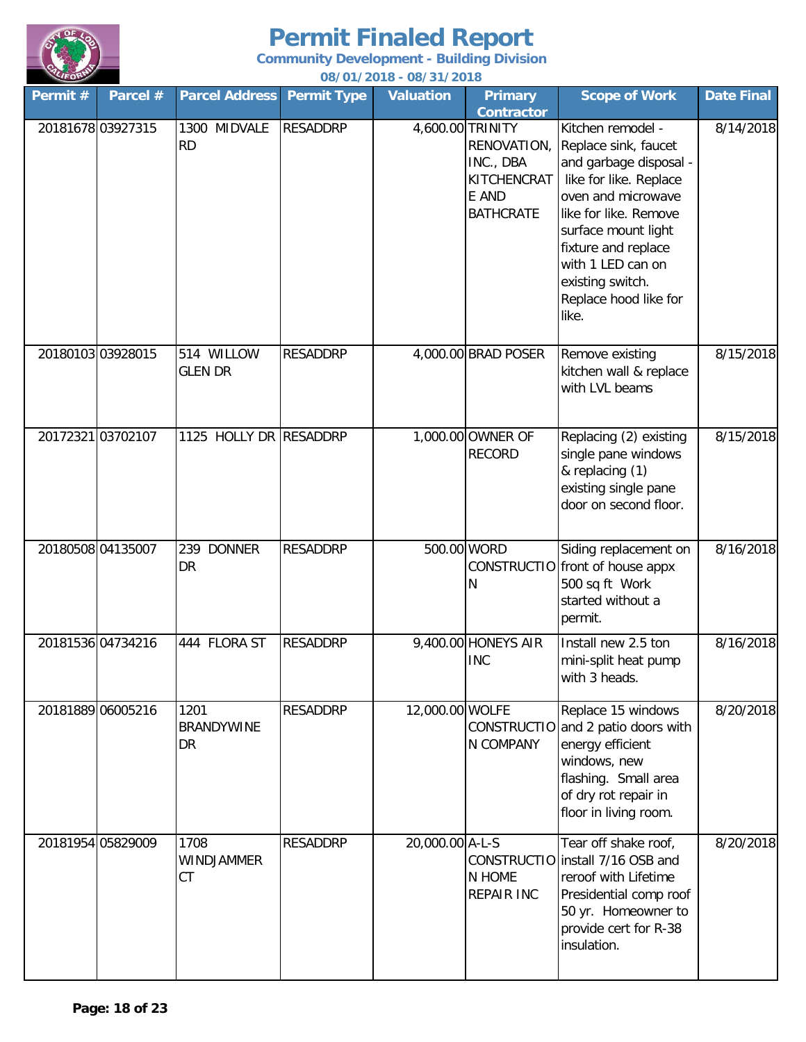# Permit Finaled Report

**Community Development - Building Division**

**08/01/2018 - 08/31/2018**

| Permit # | Parcel # | Parcel Address | Permit Type | Valuation | Primary Contractor | Scope of Work | Date Final |
|---|---|---|---|---|---|---|---|
| 20181678 | 03927315 | 1300 MIDVALE RD | RESADDRP | 4,600.00 | TRINITY RENOVATION, INC., DBA KITCHENCRATE AND BATHCRATE | Kitchen remodel - Replace sink, faucet and garbage disposal - like for like. Replace oven and microwave like for like. Remove surface mount light fixture and replace with 1 LED can on existing switch. Replace hood like for like. | 8/14/2018 |
| 20180103 | 03928015 | 514 WILLOW GLEN DR | RESADDRP | 4,000.00 | BRAD POSER | Remove existing kitchen wall & replace with LVL beams | 8/15/2018 |
| 20172321 | 03702107 | 1125 HOLLY DR | RESADDRP | 1,000.00 | OWNER OF RECORD | Replacing (2) existing single pane windows & replacing (1) existing single pane door on second floor. | 8/15/2018 |
| 20180508 | 04135007 | 239 DONNER DR | RESADDRP | 500.00 | WORD CONSTRUCTION | Siding replacement on front of house appx 500 sq ft Work started without a permit. | 8/16/2018 |
| 20181536 | 04734216 | 444 FLORA ST | RESADDRP | 9,400.00 | HONEYS AIR INC | Install new 2.5 ton mini-split heat pump with 3 heads. | 8/16/2018 |
| 20181889 | 06005216 | 1201 BRANDYWINE DR | RESADDRP | 12,000.00 | WOLFE CONSTRUCTION COMPANY | Replace 15 windows and 2 patio doors with energy efficient windows, new flashing. Small area of dry rot repair in floor in living room. | 8/20/2018 |
| 20181954 | 05829009 | 1708 WINDJAMMER CT | RESADDRP | 20,000.00 | A-L-S CONSTRUCTION HOME REPAIR INC | Tear off shake roof, install 7/16 OSB and reroof with Lifetime Presidential comp roof 50 yr. Homeowner to provide cert for R-38 insulation. | 8/20/2018 |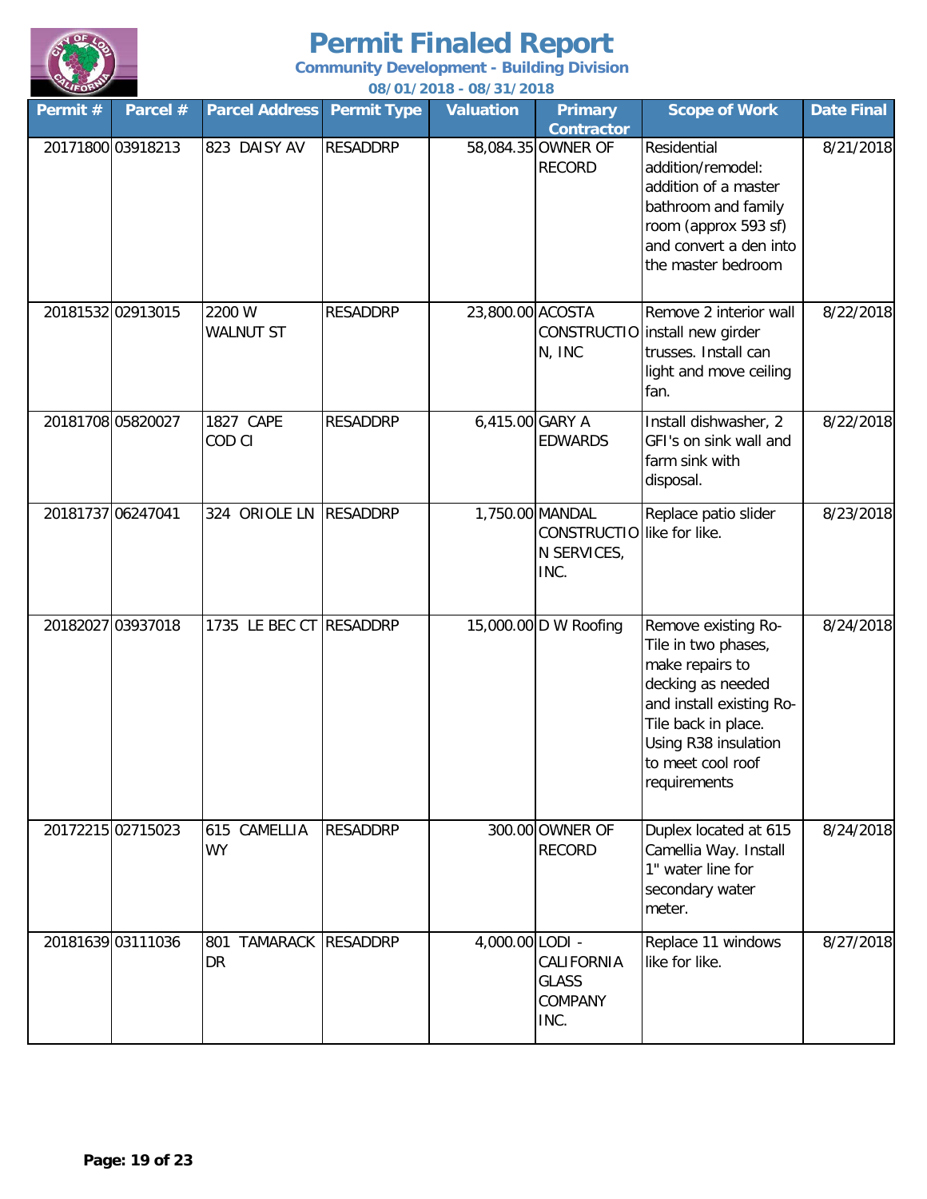# Permit Finaled Report

**Community Development - Building Division**

**08/01/2018 - 08/31/2018**

| Permit # | Parcel # | Parcel Address | Permit Type | Valuation | Primary Contractor | Scope of Work | Date Final |
|---|---|---|---|---|---|---|---|
| 20171800 | 03918213 | 823 DAISY AV | RESADDRP | 58,084.35 | OWNER OF RECORD | Residential addition/remodel: addition of a master bathroom and family room (approx 593 sf) and convert a den into the master bedroom | 8/21/2018 |
| 20181532 | 02913015 | 2200 W WALNUT ST | RESADDRP | 23,800.00 | ACOSTA CONSTRUCTION, INC | Remove 2 interior wall install new girder trusses. Install can light and move ceiling fan. | 8/22/2018 |
| 20181708 | 05820027 | 1827 CAPE COD CI | RESADDRP | 6,415.00 | GARY A EDWARDS | Install dishwasher, 2 GFI's on sink wall and farm sink with disposal. | 8/22/2018 |
| 20181737 | 06247041 | 324 ORIOLE LN | RESADDRP | 1,750.00 | MANDAL CONSTRUCTION SERVICES, INC. | Replace patio slider like for like. | 8/23/2018 |
| 20182027 | 03937018 | 1735 LE BEC CT | RESADDRP | 15,000.00 | D W Roofing | Remove existing Ro-Tile in two phases, make repairs to decking as needed and install existing Ro-Tile back in place. Using R38 insulation to meet cool roof requirements | 8/24/2018 |
| 20172215 | 02715023 | 615 CAMELLIA WY | RESADDRP | 300.00 | OWNER OF RECORD | Duplex located at 615 Camellia Way. Install 1" water line for secondary water meter. | 8/24/2018 |
| 20181639 | 03111036 | 801 TAMARACK DR | RESADDRP | 4,000.00 | LODI - CALIFORNIA GLASS COMPANY INC. | Replace 11 windows like for like. | 8/27/2018 |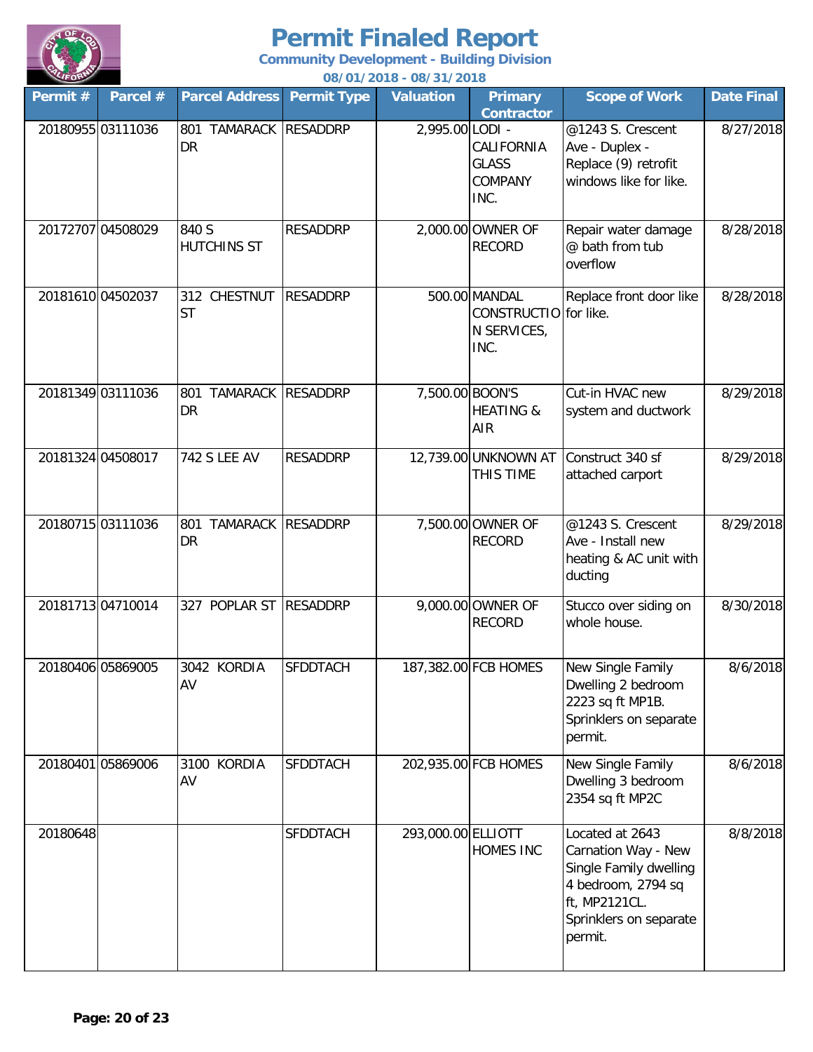# Permit Finaled Report

**Community Development - Building Division**

**08/01/2018 - 08/31/2018**

| Permit # | Parcel # | Parcel Address | Permit Type | Valuation | Primary Contractor | Scope of Work | Date Final |
|---|---|---|---|---|---|---|---|
| 20180955 | 03111036 | 801 TAMARACK DR | RESADDRP | 2,995.00 | LODI - CALIFORNIA GLASS COMPANY INC. | @1243 S. Crescent Ave - Duplex - Replace (9) retrofit windows like for like. | 8/27/2018 |
| 20172707 | 04508029 | 840 S HUTCHINS ST | RESADDRP | 2,000.00 | OWNER OF RECORD | Repair water damage @ bath from tub overflow | 8/28/2018 |
| 20181610 | 04502037 | 312 CHESTNUT ST | RESADDRP | 500.00 | MANDAL CONSTRUCTION SERVICES, INC. | Replace front door like for like. | 8/28/2018 |
| 20181349 | 03111036 | 801 TAMARACK DR | RESADDRP | 7,500.00 | BOON'S HEATING & AIR | Cut-in HVAC new system and ductwork | 8/29/2018 |
| 20181324 | 04508017 | 742 S LEE AV | RESADDRP | 12,739.00 | UNKNOWN AT THIS TIME | Construct 340 sf attached carport | 8/29/2018 |
| 20180715 | 03111036 | 801 TAMARACK DR | RESADDRP | 7,500.00 | OWNER OF RECORD | @1243 S. Crescent Ave - Install new heating & AC unit with ducting | 8/29/2018 |
| 20181713 | 04710014 | 327 POPLAR ST | RESADDRP | 9,000.00 | OWNER OF RECORD | Stucco over siding on whole house. | 8/30/2018 |
| 20180406 | 05869005 | 3042 KORDIA AV | SFDDTACH | 187,382.00 | FCB HOMES | New Single Family Dwelling 2 bedroom 2223 sq ft MP1B. Sprinklers on separate permit. | 8/6/2018 |
| 20180401 | 05869006 | 3100 KORDIA AV | SFDDTACH | 202,935.00 | FCB HOMES | New Single Family Dwelling 3 bedroom 2354 sq ft MP2C | 8/6/2018 |
| 20180648 | | | SFDDTACH | 293,000.00 | ELLIOTT HOMES INC | Located at 2643 Carnation Way - New Single Family dwelling 4 bedroom, 2794 sq ft, MP2121CL. Sprinklers on separate permit. | 8/8/2018 |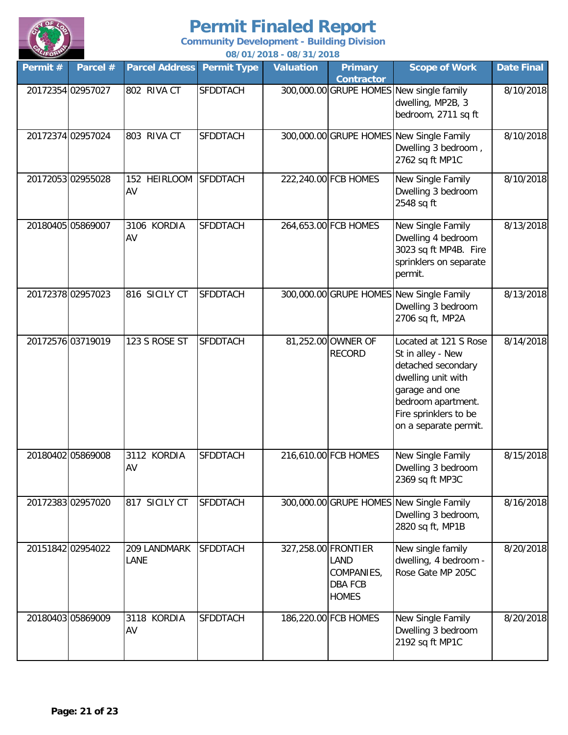# Permit Finaled Report

**Community Development - Building Division**

**08/01/2018 - 08/31/2018**

| Permit # | Parcel # | Parcel Address | Permit Type | Valuation | Primary Contractor | Scope of Work | Date Final |
|---|---|---|---|---|---|---|---|
| 20172354 | 02957027 | 802 RIVA CT | SFDDTACH | 300,000.00 | GRUPE HOMES | New single family dwelling, MP2B, 3 bedroom, 2711 sq ft | 8/10/2018 |
| 20172374 | 02957024 | 803 RIVA CT | SFDDTACH | 300,000.00 | GRUPE HOMES | New Single Family Dwelling 3 bedroom , 2762 sq ft MP1C | 8/10/2018 |
| 20172053 | 02955028 | 152 HEIRLOOM AV | SFDDTACH | 222,240.00 | FCB HOMES | New Single Family Dwelling 3 bedroom 2548 sq ft | 8/10/2018 |
| 20180405 | 05869007 | 3106 KORDIA AV | SFDDTACH | 264,653.00 | FCB HOMES | New Single Family Dwelling 4 bedroom 3023 sq ft MP4B. Fire sprinklers on separate permit. | 8/13/2018 |
| 20172378 | 02957023 | 816 SICILY CT | SFDDTACH | 300,000.00 | GRUPE HOMES | New Single Family Dwelling 3 bedroom 2706 sq ft, MP2A | 8/13/2018 |
| 20172576 | 03719019 | 123 S ROSE ST | SFDDTACH | 81,252.00 | OWNER OF RECORD | Located at 121 S Rose St in alley - New detached secondary dwelling unit with garage and one bedroom apartment. Fire sprinklers to be on a separate permit. | 8/14/2018 |
| 20180402 | 05869008 | 3112 KORDIA AV | SFDDTACH | 216,610.00 | FCB HOMES | New Single Family Dwelling 3 bedroom 2369 sq ft MP3C | 8/15/2018 |
| 20172383 | 02957020 | 817 SICILY CT | SFDDTACH | 300,000.00 | GRUPE HOMES | New Single Family Dwelling 3 bedroom, 2820 sq ft, MP1B | 8/16/2018 |
| 20151842 | 02954022 | 209 LANDMARK LANE | SFDDTACH | 327,258.00 | FRONTIER LAND COMPANIES, DBA FCB HOMES | New single family dwelling, 4 bedroom - Rose Gate MP 205C | 8/20/2018 |
| 20180403 | 05869009 | 3118 KORDIA AV | SFDDTACH | 186,220.00 | FCB HOMES | New Single Family Dwelling 3 bedroom 2192 sq ft MP1C | 8/20/2018 |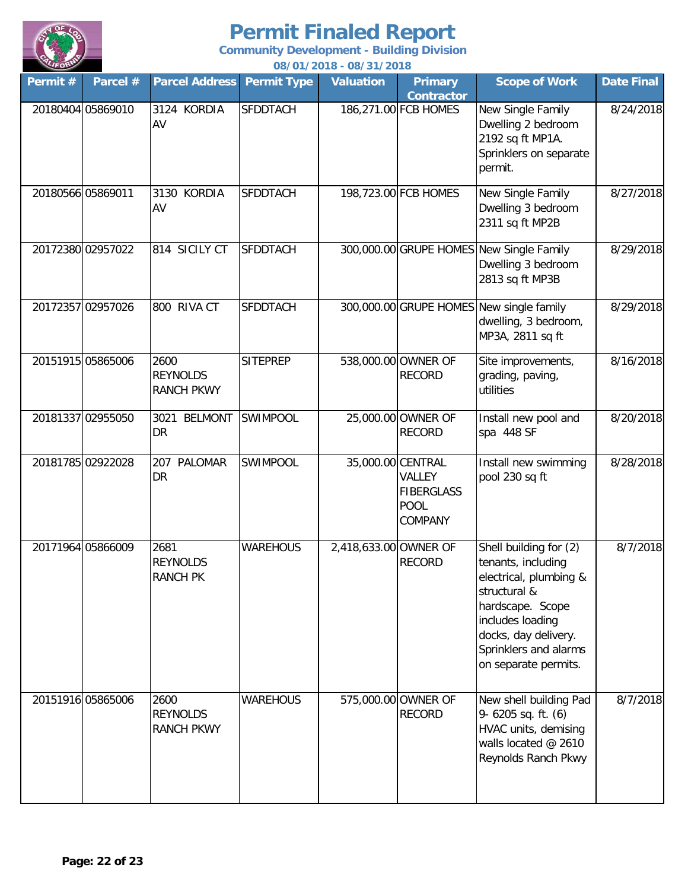# Permit Finaled Report

**Community Development - Building Division**

**08/01/2018 - 08/31/2018**

| Permit # | Parcel # | Parcel Address | Permit Type | Valuation | Primary Contractor | Scope of Work | Date Final |
|---|---|---|---|---|---|---|---|
| 20180404 | 05869010 | 3124 KORDIA AV | SFDDTACH | 186,271.00 | FCB HOMES | New Single Family Dwelling 2 bedroom 2192 sq ft MP1A. Sprinklers on separate permit. | 8/24/2018 |
| 20180566 | 05869011 | 3130 KORDIA AV | SFDDTACH | 198,723.00 | FCB HOMES | New Single Family Dwelling 3 bedroom 2311 sq ft MP2B | 8/27/2018 |
| 20172380 | 02957022 | 814 SICILY CT | SFDDTACH | 300,000.00 | GRUPE HOMES | New Single Family Dwelling 3 bedroom 2813 sq ft MP3B | 8/29/2018 |
| 20172357 | 02957026 | 800 RIVA CT | SFDDTACH | 300,000.00 | GRUPE HOMES | New single family dwelling, 3 bedroom, MP3A, 2811 sq ft | 8/29/2018 |
| 20151915 | 05865006 | 2600 REYNOLDS RANCH PKWY | SITEPREP | 538,000.00 | OWNER OF RECORD | Site improvements, grading, paving, utilities | 8/16/2018 |
| 20181337 | 02955050 | 3021 BELMONT DR | SWIMPOOL | 25,000.00 | OWNER OF RECORD | Install new pool and spa 448 SF | 8/20/2018 |
| 20181785 | 02922028 | 207 PALOMAR DR | SWIMPOOL | 35,000.00 | CENTRAL VALLEY FIBERGLASS POOL COMPANY | Install new swimming pool 230 sq ft | 8/28/2018 |
| 20171964 | 05866009 | 2681 REYNOLDS RANCH PK | WAREHOUS | 2,418,633.00 | OWNER OF RECORD | Shell building for (2) tenants, including electrical, plumbing & structural & hardscape. Scope includes loading docks, day delivery. Sprinklers and alarms on separate permits. | 8/7/2018 |
| 20151916 | 05865006 | 2600 REYNOLDS RANCH PKWY | WAREHOUS | 575,000.00 | OWNER OF RECORD | New shell building Pad 9- 6205 sq. ft. (6) HVAC units, demising walls located @ 2610 Reynolds Ranch Pkwy | 8/7/2018 |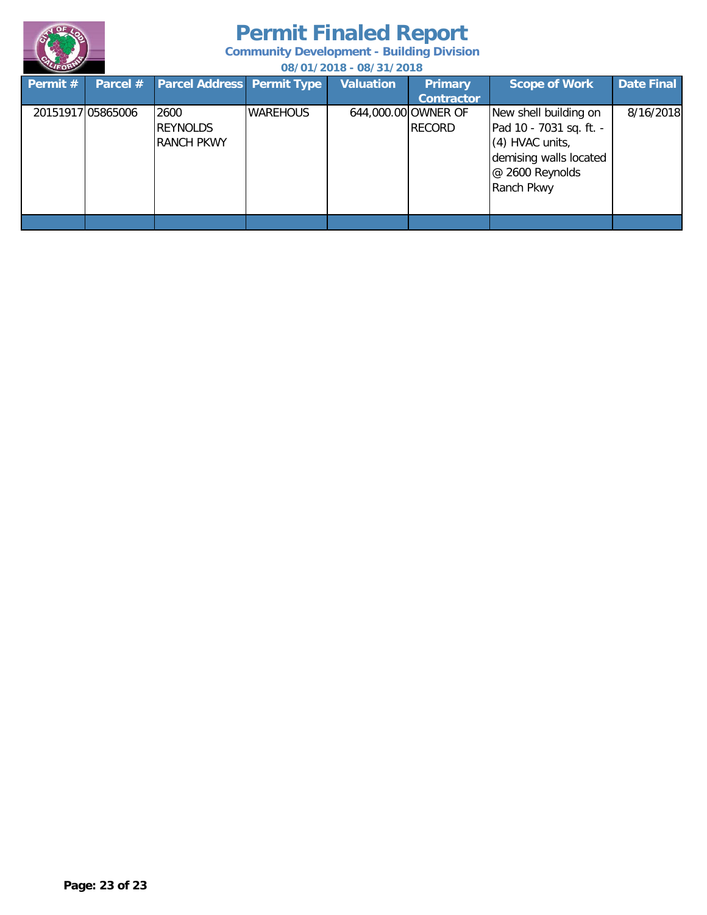# Permit Finaled Report

**Community Development - Building Division**

**08/01/2018 - 08/31/2018**

| Permit # | Parcel # | Parcel Address | Permit Type | Valuation | Primary Contractor | Scope of Work | Date Final |
|---|---|---|---|---|---|---|---|
| 20151917 | 05865006 | 2600 REYNOLDS RANCH PKWY | WAREHOUS | 644,000.00 | OWNER OF RECORD | New shell building on Pad 10 - 7031 sq. ft. - (4) HVAC units, demising walls located @ 2600 Reynolds Ranch Pkwy | 8/16/2018 |
| | | | | | | | |